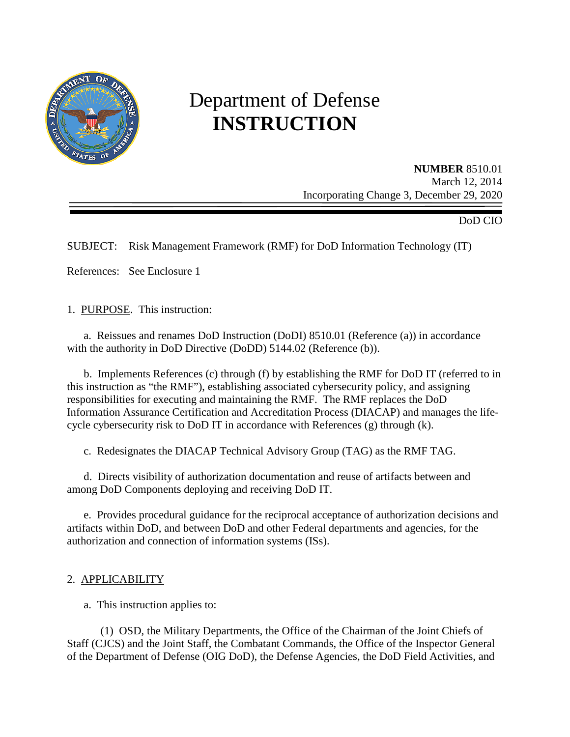# Department of Defense
# INSTRUCTION

**NUMBER** 8510.01
March 12, 2014
Incorporating Change 3, December 29, 2020

DoD CIO

SUBJECT: Risk Management Framework (RMF) for DoD Information Technology (IT)

References: See Enclosure 1

1. PURPOSE. This instruction:

a. Reissues and renames DoD Instruction (DoDI) 8510.01 (Reference (a)) in accordance with the authority in DoD Directive (DoDD) 5144.02 (Reference (b)).

b. Implements References (c) through (f) by establishing the RMF for DoD IT (referred to in this instruction as "the RMF"), establishing associated cybersecurity policy, and assigning responsibilities for executing and maintaining the RMF. The RMF replaces the DoD Information Assurance Certification and Accreditation Process (DIACAP) and manages the life-cycle cybersecurity risk to DoD IT in accordance with References (g) through (k).

c. Redesignates the DIACAP Technical Advisory Group (TAG) as the RMF TAG.

d. Directs visibility of authorization documentation and reuse of artifacts between and among DoD Components deploying and receiving DoD IT.

e. Provides procedural guidance for the reciprocal acceptance of authorization decisions and artifacts within DoD, and between DoD and other Federal departments and agencies, for the authorization and connection of information systems (ISs).

2. APPLICABILITY

a. This instruction applies to:

(1) OSD, the Military Departments, the Office of the Chairman of the Joint Chiefs of Staff (CJCS) and the Joint Staff, the Combatant Commands, the Office of the Inspector General of the Department of Defense (OIG DoD), the Defense Agencies, the DoD Field Activities, and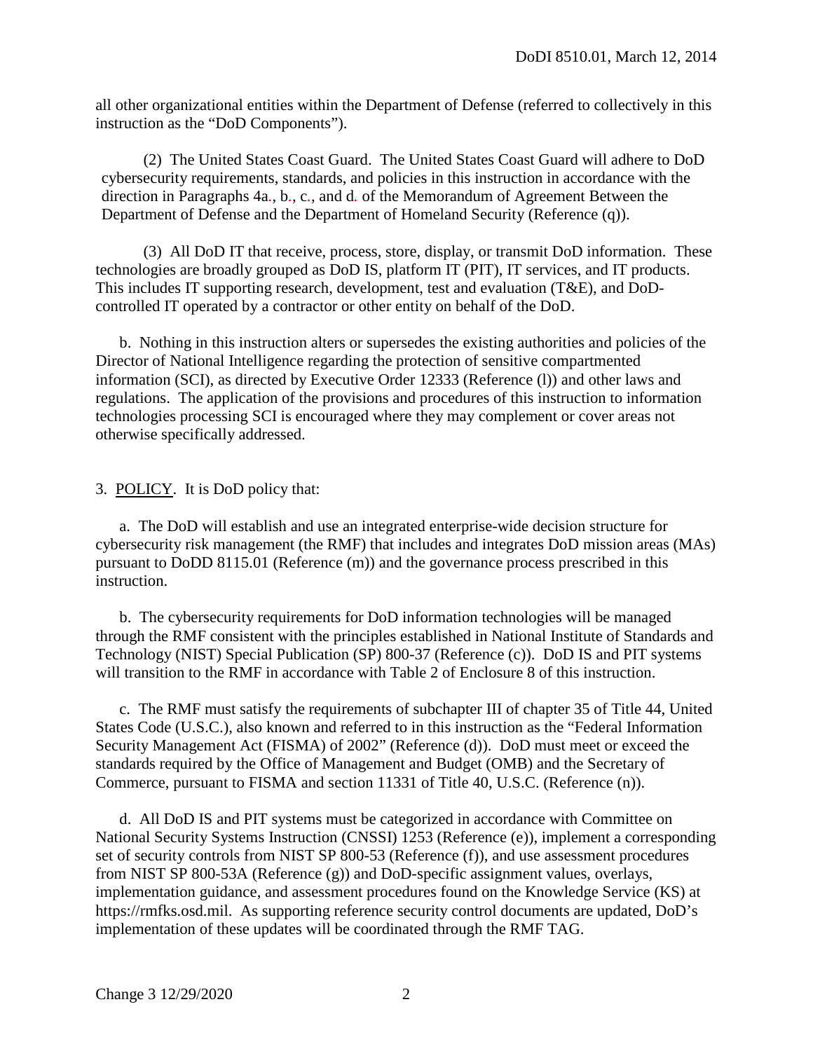all other organizational entities within the Department of Defense (referred to collectively in this instruction as the "DoD Components").

(2) The United States Coast Guard. The United States Coast Guard will adhere to DoD cybersecurity requirements, standards, and policies in this instruction in accordance with the direction in Paragraphs 4a., b., c., and d. of the Memorandum of Agreement Between the Department of Defense and the Department of Homeland Security (Reference (q)).

(3) All DoD IT that receive, process, store, display, or transmit DoD information. These technologies are broadly grouped as DoD IS, platform IT (PIT), IT services, and IT products. This includes IT supporting research, development, test and evaluation (T&E), and DoD-controlled IT operated by a contractor or other entity on behalf of the DoD.

b. Nothing in this instruction alters or supersedes the existing authorities and policies of the Director of National Intelligence regarding the protection of sensitive compartmented information (SCI), as directed by Executive Order 12333 (Reference (l)) and other laws and regulations. The application of the provisions and procedures of this instruction to information technologies processing SCI is encouraged where they may complement or cover areas not otherwise specifically addressed.

3. POLICY. It is DoD policy that:

a. The DoD will establish and use an integrated enterprise-wide decision structure for cybersecurity risk management (the RMF) that includes and integrates DoD mission areas (MAs) pursuant to DoDD 8115.01 (Reference (m)) and the governance process prescribed in this instruction.

b. The cybersecurity requirements for DoD information technologies will be managed through the RMF consistent with the principles established in National Institute of Standards and Technology (NIST) Special Publication (SP) 800-37 (Reference (c)). DoD IS and PIT systems will transition to the RMF in accordance with Table 2 of Enclosure 8 of this instruction.

c. The RMF must satisfy the requirements of subchapter III of chapter 35 of Title 44, United States Code (U.S.C.), also known and referred to in this instruction as the "Federal Information Security Management Act (FISMA) of 2002" (Reference (d)). DoD must meet or exceed the standards required by the Office of Management and Budget (OMB) and the Secretary of Commerce, pursuant to FISMA and section 11331 of Title 40, U.S.C. (Reference (n)).

d. All DoD IS and PIT systems must be categorized in accordance with Committee on National Security Systems Instruction (CNSSI) 1253 (Reference (e)), implement a corresponding set of security controls from NIST SP 800-53 (Reference (f)), and use assessment procedures from NIST SP 800-53A (Reference (g)) and DoD-specific assignment values, overlays, implementation guidance, and assessment procedures found on the Knowledge Service (KS) at https://rmfks.osd.mil. As supporting reference security control documents are updated, DoD's implementation of these updates will be coordinated through the RMF TAG.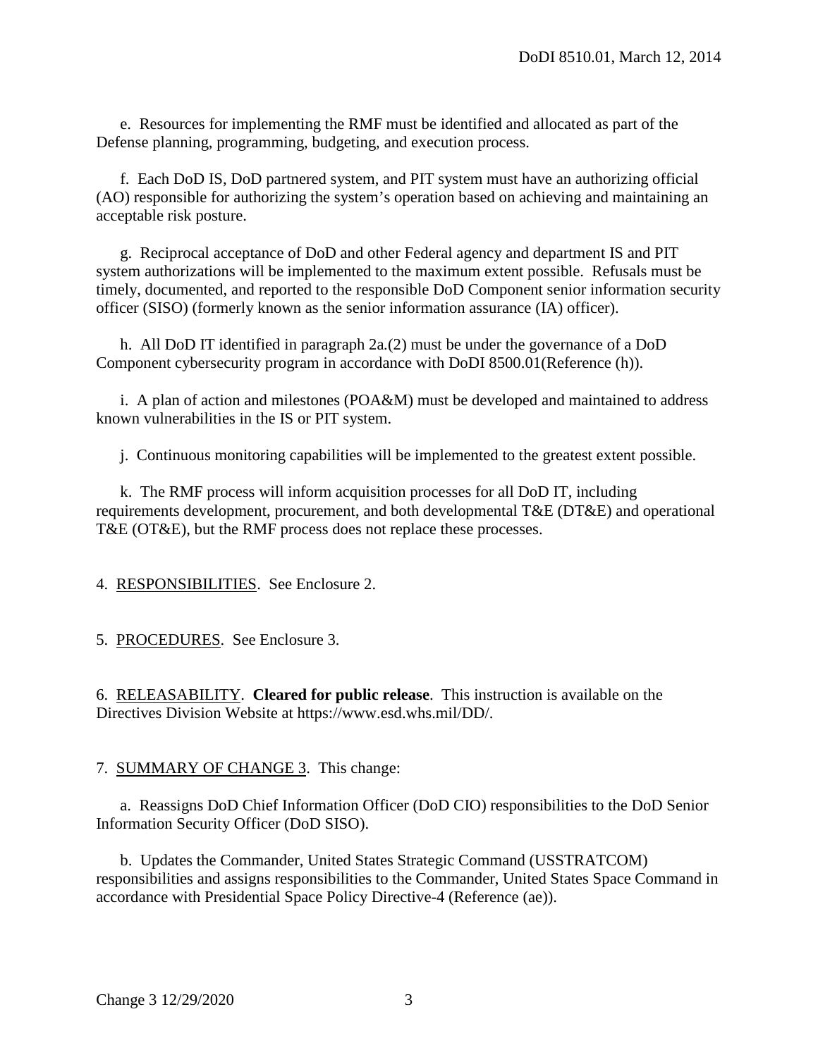e. Resources for implementing the RMF must be identified and allocated as part of the Defense planning, programming, budgeting, and execution process.

f. Each DoD IS, DoD partnered system, and PIT system must have an authorizing official (AO) responsible for authorizing the system's operation based on achieving and maintaining an acceptable risk posture.

g. Reciprocal acceptance of DoD and other Federal agency and department IS and PIT system authorizations will be implemented to the maximum extent possible. Refusals must be timely, documented, and reported to the responsible DoD Component senior information security officer (SISO) (formerly known as the senior information assurance (IA) officer).

h. All DoD IT identified in paragraph 2a.(2) must be under the governance of a DoD Component cybersecurity program in accordance with DoDI 8500.01(Reference (h)).

i. A plan of action and milestones (POA&M) must be developed and maintained to address known vulnerabilities in the IS or PIT system.

j. Continuous monitoring capabilities will be implemented to the greatest extent possible.

k. The RMF process will inform acquisition processes for all DoD IT, including requirements development, procurement, and both developmental T&E (DT&E) and operational T&E (OT&E), but the RMF process does not replace these processes.

4. RESPONSIBILITIES. See Enclosure 2.

5. PROCEDURES. See Enclosure 3.

6. RELEASABILITY. **Cleared for public release**. This instruction is available on the Directives Division Website at https://www.esd.whs.mil/DD/.

7. SUMMARY OF CHANGE 3. This change:

a. Reassigns DoD Chief Information Officer (DoD CIO) responsibilities to the DoD Senior Information Security Officer (DoD SISO).

b. Updates the Commander, United States Strategic Command (USSTRATCOM) responsibilities and assigns responsibilities to the Commander, United States Space Command in accordance with Presidential Space Policy Directive-4 (Reference (ae)).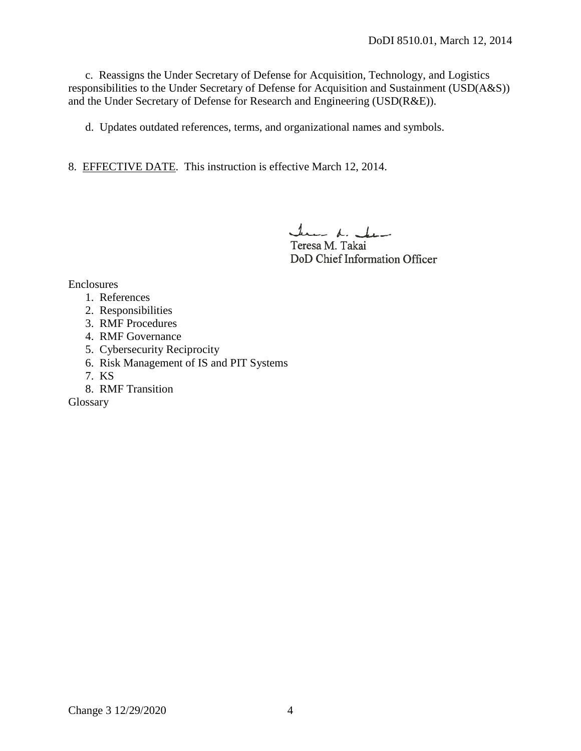c. Reassigns the Under Secretary of Defense for Acquisition, Technology, and Logistics responsibilities to the Under Secretary of Defense for Acquisition and Sustainment (USD(A&S)) and the Under Secretary of Defense for Research and Engineering (USD(R&E)).

d. Updates outdated references, terms, and organizational names and symbols.

8. EFFECTIVE DATE. This instruction is effective March 12, 2014.

Teresa M. Takai
DoD Chief Information Officer

Enclosures
1. References
2. Responsibilities
3. RMF Procedures
4. RMF Governance
5. Cybersecurity Reciprocity
6. Risk Management of IS and PIT Systems
7. KS
8. RMF Transition

Glossary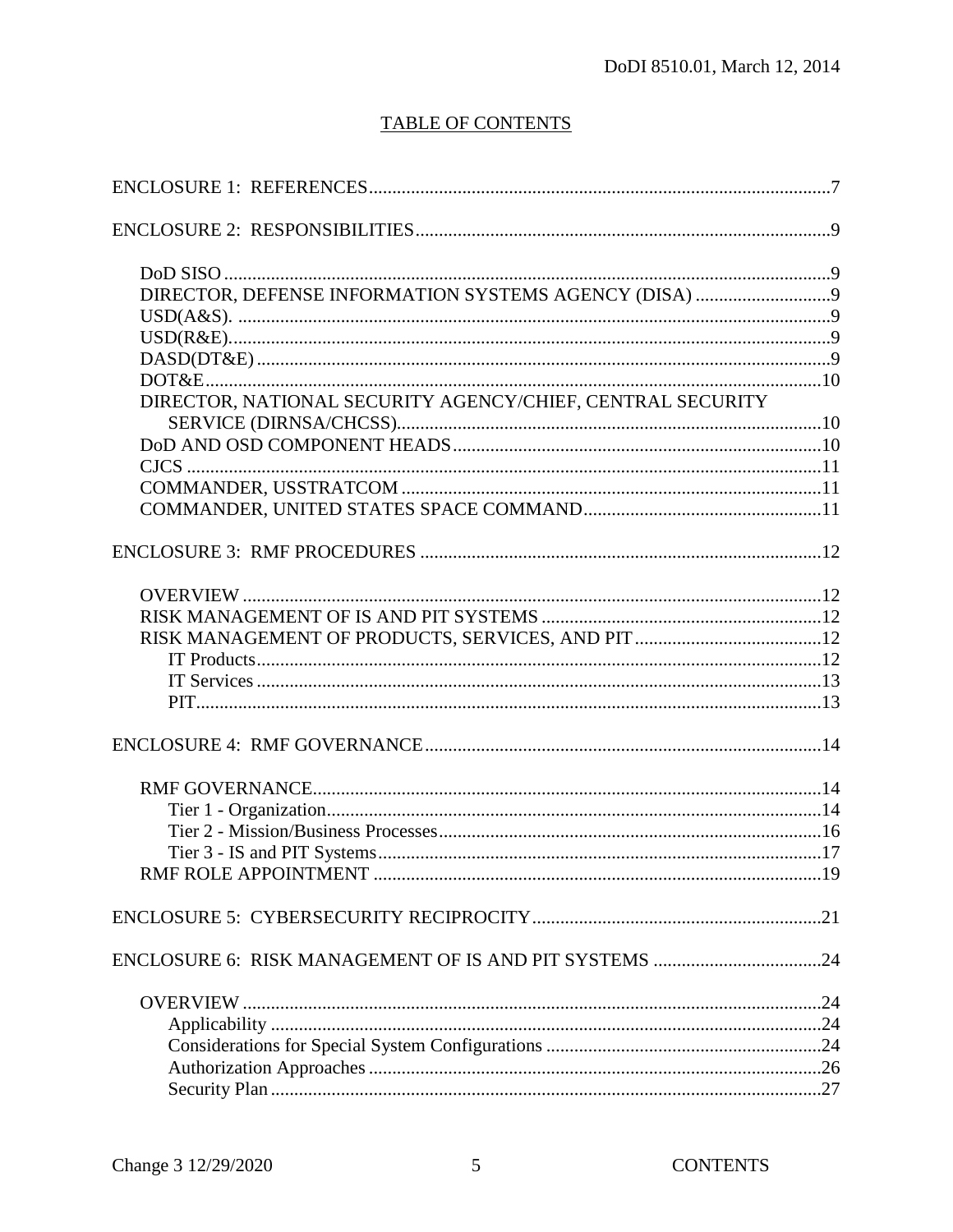TABLE OF CONTENTS

ENCLOSURE 1: REFERENCES ........................................................................................7

ENCLOSURE 2: RESPONSIBILITIES ............................................................................9

- DoD SISO ..................................................................................................................9
- DIRECTOR, DEFENSE INFORMATION SYSTEMS AGENCY (DISA) ...........................9
- USD(A&S). .................................................................................................................9
- USD(R&E)..................................................................................................................9
- DASD(DT&E) ............................................................................................................9
- DOT&E.......................................................................................................................10
- DIRECTOR, NATIONAL SECURITY AGENCY/CHIEF, CENTRAL SECURITY SERVICE (DIRNSA/CHCSS)..........................................................................................10
- DoD AND OSD COMPONENT HEADS ..................................................................10
- CJCS ..........................................................................................................................11
- COMMANDER, USSTRATCOM .............................................................................11
- COMMANDER, UNITED STATES SPACE COMMAND.........................................11

ENCLOSURE 3: RMF PROCEDURES ............................................................................12

- OVERVIEW ...............................................................................................................12
- RISK MANAGEMENT OF IS AND PIT SYSTEMS .................................................12
- RISK MANAGEMENT OF PRODUCTS, SERVICES, AND PIT .............................12
  - IT Products...........................................................................................................12
  - IT Services ...........................................................................................................13
  - PIT.......................................................................................................................13

ENCLOSURE 4: RMF GOVERNANCE ...........................................................................14

- RMF GOVERNANCE.................................................................................................14
  - Tier 1 - Organization.............................................................................................14
  - Tier 2 - Mission/Business Processes....................................................................16
  - Tier 3 - IS and PIT Systems..................................................................................17
- RMF ROLE APPOINTMENT ....................................................................................19

ENCLOSURE 5: CYBERSECURITY RECIPROCITY ....................................................21

ENCLOSURE 6: RISK MANAGEMENT OF IS AND PIT SYSTEMS ...........................24

- OVERVIEW ...............................................................................................................24
  - Applicability .........................................................................................................24
  - Considerations for Special System Configurations ..............................................24
  - Authorization Approaches ....................................................................................26
  - Security Plan .........................................................................................................27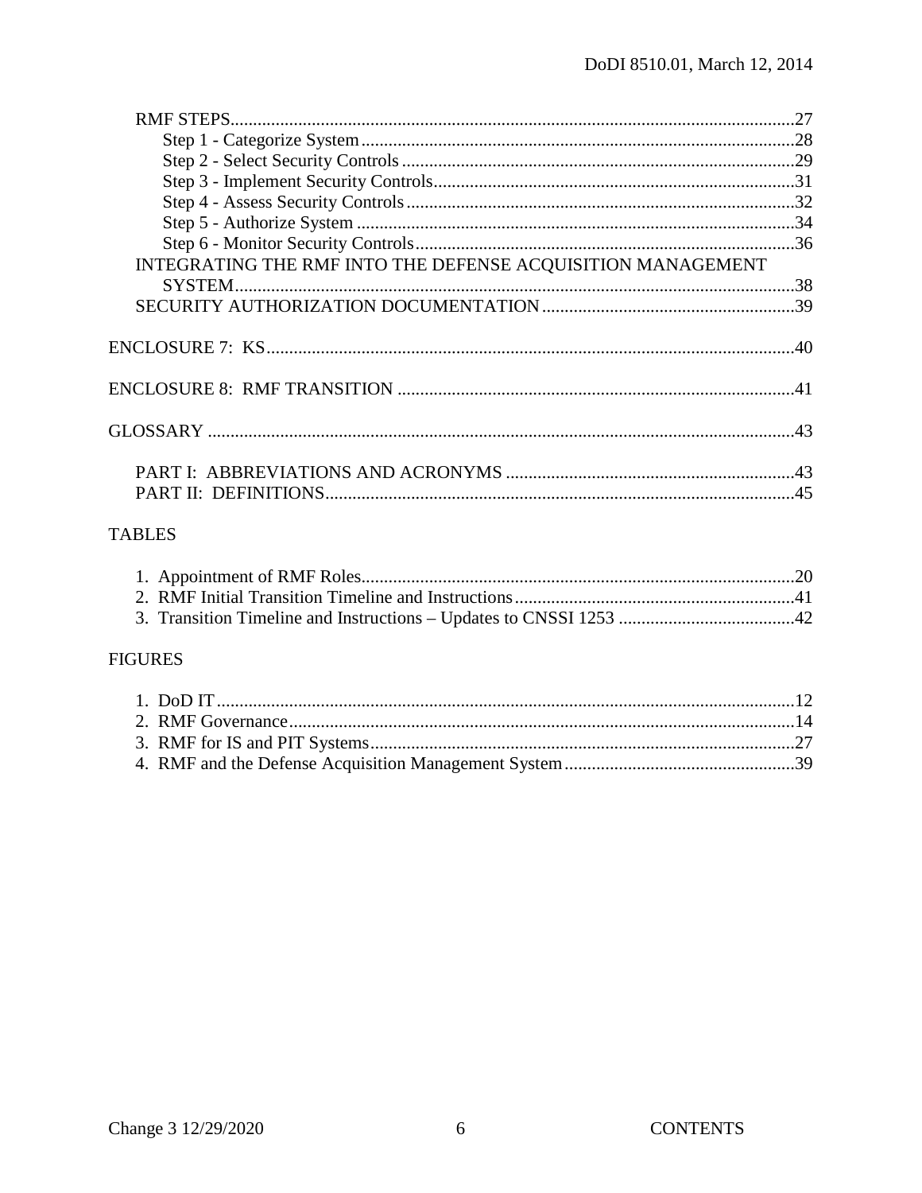RMF STEPS ..... 27
  Step 1 - Categorize System ..... 28
  Step 2 - Select Security Controls ..... 29
  Step 3 - Implement Security Controls ..... 31
  Step 4 - Assess Security Controls ..... 32
  Step 5 - Authorize System ..... 34
  Step 6 - Monitor Security Controls ..... 36
INTEGRATING THE RMF INTO THE DEFENSE ACQUISITION MANAGEMENT SYSTEM ..... 38
SECURITY AUTHORIZATION DOCUMENTATION ..... 39

ENCLOSURE 7: KS ..... 40

ENCLOSURE 8: RMF TRANSITION ..... 41

GLOSSARY ..... 43

PART I: ABBREVIATIONS AND ACRONYMS ..... 43
PART II: DEFINITIONS ..... 45

TABLES

1. Appointment of RMF Roles ..... 20
2. RMF Initial Transition Timeline and Instructions ..... 41
3. Transition Timeline and Instructions – Updates to CNSSI 1253 ..... 42

FIGURES

1. DoD IT ..... 12
2. RMF Governance ..... 14
3. RMF for IS and PIT Systems ..... 27
4. RMF and the Defense Acquisition Management System ..... 39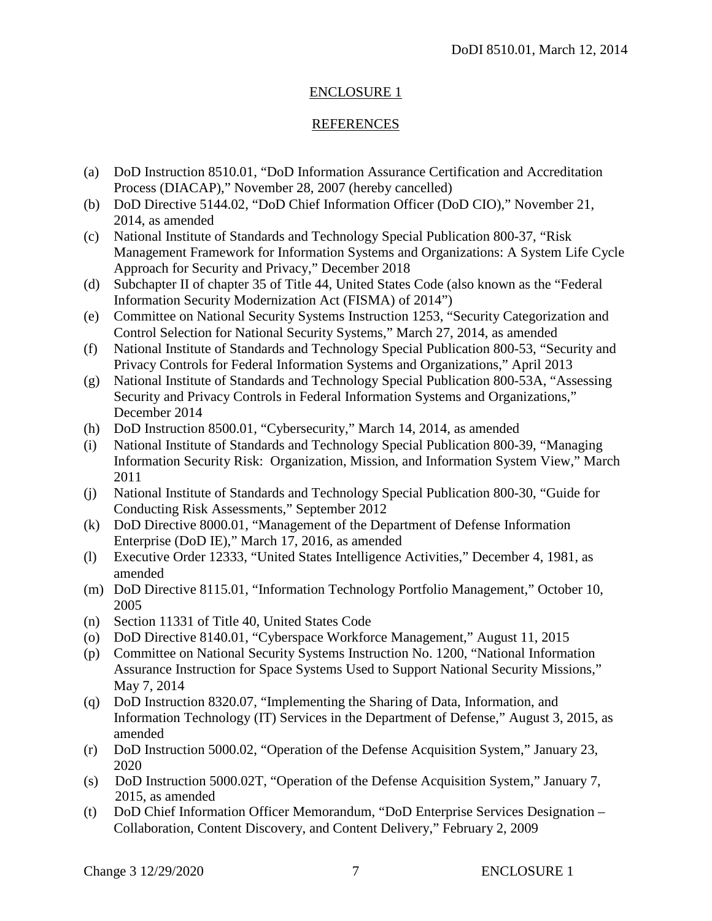## ENCLOSURE 1

## REFERENCES

(a) DoD Instruction 8510.01, "DoD Information Assurance Certification and Accreditation Process (DIACAP)," November 28, 2007 (hereby cancelled)
(b) DoD Directive 5144.02, "DoD Chief Information Officer (DoD CIO)," November 21, 2014, as amended
(c) National Institute of Standards and Technology Special Publication 800-37, "Risk Management Framework for Information Systems and Organizations: A System Life Cycle Approach for Security and Privacy," December 2018
(d) Subchapter II of chapter 35 of Title 44, United States Code (also known as the "Federal Information Security Modernization Act (FISMA) of 2014")
(e) Committee on National Security Systems Instruction 1253, "Security Categorization and Control Selection for National Security Systems," March 27, 2014, as amended
(f) National Institute of Standards and Technology Special Publication 800-53, "Security and Privacy Controls for Federal Information Systems and Organizations," April 2013
(g) National Institute of Standards and Technology Special Publication 800-53A, "Assessing Security and Privacy Controls in Federal Information Systems and Organizations," December 2014
(h) DoD Instruction 8500.01, "Cybersecurity," March 14, 2014, as amended
(i) National Institute of Standards and Technology Special Publication 800-39, "Managing Information Security Risk: Organization, Mission, and Information System View," March 2011
(j) National Institute of Standards and Technology Special Publication 800-30, "Guide for Conducting Risk Assessments," September 2012
(k) DoD Directive 8000.01, "Management of the Department of Defense Information Enterprise (DoD IE)," March 17, 2016, as amended
(l) Executive Order 12333, "United States Intelligence Activities," December 4, 1981, as amended
(m) DoD Directive 8115.01, "Information Technology Portfolio Management," October 10, 2005
(n) Section 11331 of Title 40, United States Code
(o) DoD Directive 8140.01, "Cyberspace Workforce Management," August 11, 2015
(p) Committee on National Security Systems Instruction No. 1200, "National Information Assurance Instruction for Space Systems Used to Support National Security Missions," May 7, 2014
(q) DoD Instruction 8320.07, "Implementing the Sharing of Data, Information, and Information Technology (IT) Services in the Department of Defense," August 3, 2015, as amended
(r) DoD Instruction 5000.02, "Operation of the Defense Acquisition System," January 23, 2020
(s) DoD Instruction 5000.02T, "Operation of the Defense Acquisition System," January 7, 2015, as amended
(t) DoD Chief Information Officer Memorandum, "DoD Enterprise Services Designation – Collaboration, Content Discovery, and Content Delivery," February 2, 2009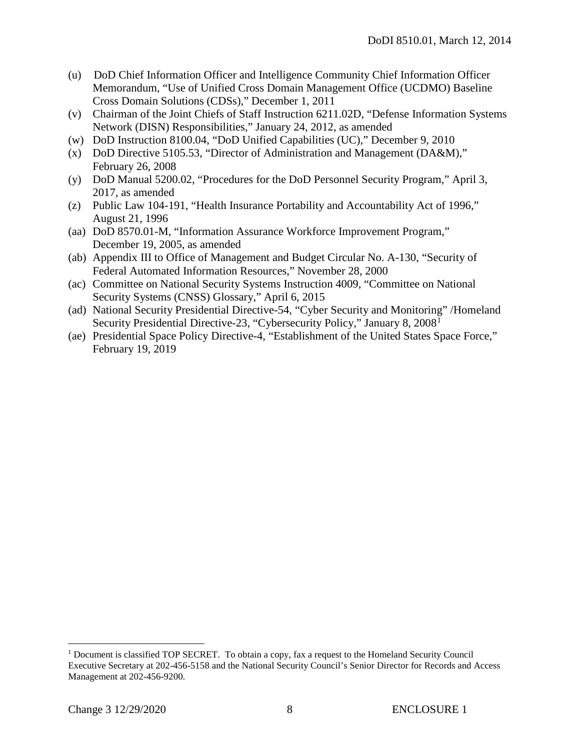(u) DoD Chief Information Officer and Intelligence Community Chief Information Officer Memorandum, "Use of Unified Cross Domain Management Office (UCDMO) Baseline Cross Domain Solutions (CDSs)," December 1, 2011

(v) Chairman of the Joint Chiefs of Staff Instruction 6211.02D, "Defense Information Systems Network (DISN) Responsibilities," January 24, 2012, as amended

(w) DoD Instruction 8100.04, "DoD Unified Capabilities (UC)," December 9, 2010

(x) DoD Directive 5105.53, "Director of Administration and Management (DA&M)," February 26, 2008

(y) DoD Manual 5200.02, "Procedures for the DoD Personnel Security Program," April 3, 2017, as amended

(z) Public Law 104-191, "Health Insurance Portability and Accountability Act of 1996," August 21, 1996

(aa) DoD 8570.01-M, "Information Assurance Workforce Improvement Program," December 19, 2005, as amended

(ab) Appendix III to Office of Management and Budget Circular No. A-130, "Security of Federal Automated Information Resources," November 28, 2000

(ac) Committee on National Security Systems Instruction 4009, "Committee on National Security Systems (CNSS) Glossary," April 6, 2015

(ad) National Security Presidential Directive-54, "Cyber Security and Monitoring" /Homeland Security Presidential Directive-23, "Cybersecurity Policy," January 8, 2008[1]

(ae) Presidential Space Policy Directive-4, "Establishment of the United States Space Force," February 19, 2019

---

[1] Document is classified TOP SECRET. To obtain a copy, fax a request to the Homeland Security Council Executive Secretary at 202-456-5158 and the National Security Council's Senior Director for Records and Access Management at 202-456-9200.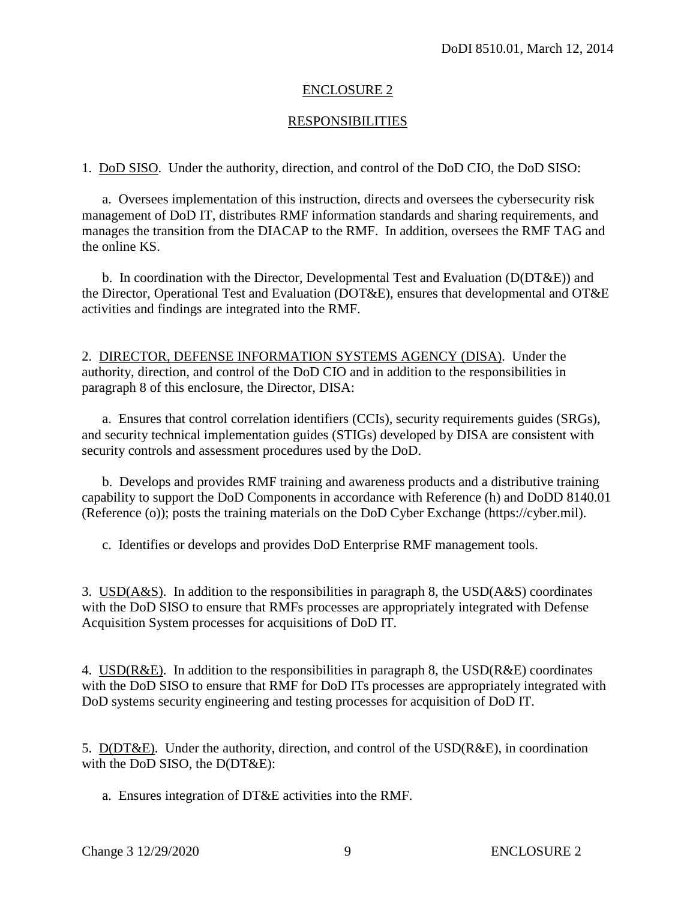## ENCLOSURE 2

## RESPONSIBILITIES

1. DoD SISO. Under the authority, direction, and control of the DoD CIO, the DoD SISO:

a. Oversees implementation of this instruction, directs and oversees the cybersecurity risk management of DoD IT, distributes RMF information standards and sharing requirements, and manages the transition from the DIACAP to the RMF. In addition, oversees the RMF TAG and the online KS.

b. In coordination with the Director, Developmental Test and Evaluation (D(DT&E)) and the Director, Operational Test and Evaluation (DOT&E), ensures that developmental and OT&E activities and findings are integrated into the RMF.

2. DIRECTOR, DEFENSE INFORMATION SYSTEMS AGENCY (DISA). Under the authority, direction, and control of the DoD CIO and in addition to the responsibilities in paragraph 8 of this enclosure, the Director, DISA:

a. Ensures that control correlation identifiers (CCIs), security requirements guides (SRGs), and security technical implementation guides (STIGs) developed by DISA are consistent with security controls and assessment procedures used by the DoD.

b. Develops and provides RMF training and awareness products and a distributive training capability to support the DoD Components in accordance with Reference (h) and DoDD 8140.01 (Reference (o)); posts the training materials on the DoD Cyber Exchange (https://cyber.mil).

c. Identifies or develops and provides DoD Enterprise RMF management tools.

3. USD(A&S). In addition to the responsibilities in paragraph 8, the USD(A&S) coordinates with the DoD SISO to ensure that RMFs processes are appropriately integrated with Defense Acquisition System processes for acquisitions of DoD IT.

4. USD(R&E). In addition to the responsibilities in paragraph 8, the USD(R&E) coordinates with the DoD SISO to ensure that RMF for DoD ITs processes are appropriately integrated with DoD systems security engineering and testing processes for acquisition of DoD IT.

5. D(DT&E). Under the authority, direction, and control of the USD(R&E), in coordination with the DoD SISO, the D(DT&E):

a. Ensures integration of DT&E activities into the RMF.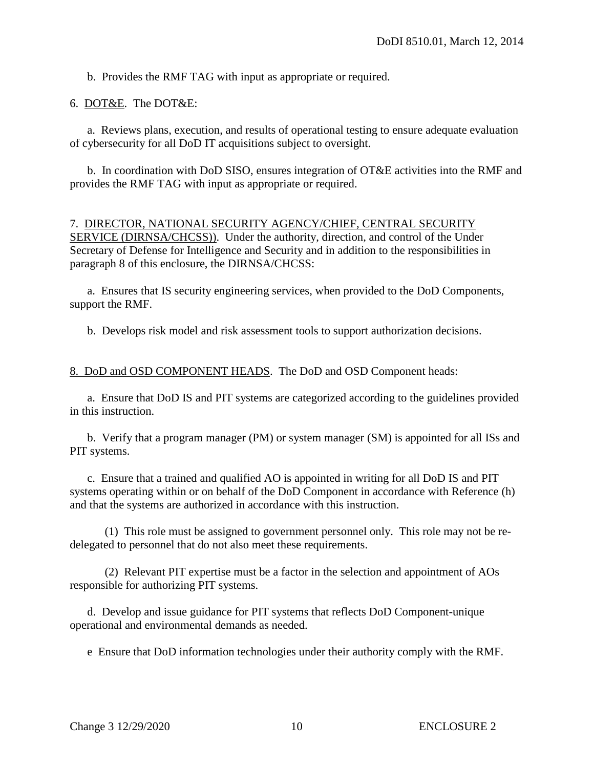b. Provides the RMF TAG with input as appropriate or required.

6. DOT&E. The DOT&E:

a. Reviews plans, execution, and results of operational testing to ensure adequate evaluation of cybersecurity for all DoD IT acquisitions subject to oversight.

b. In coordination with DoD SISO, ensures integration of OT&E activities into the RMF and provides the RMF TAG with input as appropriate or required.

7. DIRECTOR, NATIONAL SECURITY AGENCY/CHIEF, CENTRAL SECURITY SERVICE (DIRNSA/CHCSS)). Under the authority, direction, and control of the Under Secretary of Defense for Intelligence and Security and in addition to the responsibilities in paragraph 8 of this enclosure, the DIRNSA/CHCSS:

a. Ensures that IS security engineering services, when provided to the DoD Components, support the RMF.

b. Develops risk model and risk assessment tools to support authorization decisions.

8. DoD and OSD COMPONENT HEADS. The DoD and OSD Component heads:

a. Ensure that DoD IS and PIT systems are categorized according to the guidelines provided in this instruction.

b. Verify that a program manager (PM) or system manager (SM) is appointed for all ISs and PIT systems.

c. Ensure that a trained and qualified AO is appointed in writing for all DoD IS and PIT systems operating within or on behalf of the DoD Component in accordance with Reference (h) and that the systems are authorized in accordance with this instruction.

(1) This role must be assigned to government personnel only. This role may not be re-delegated to personnel that do not also meet these requirements.

(2) Relevant PIT expertise must be a factor in the selection and appointment of AOs responsible for authorizing PIT systems.

d. Develop and issue guidance for PIT systems that reflects DoD Component-unique operational and environmental demands as needed.

e Ensure that DoD information technologies under their authority comply with the RMF.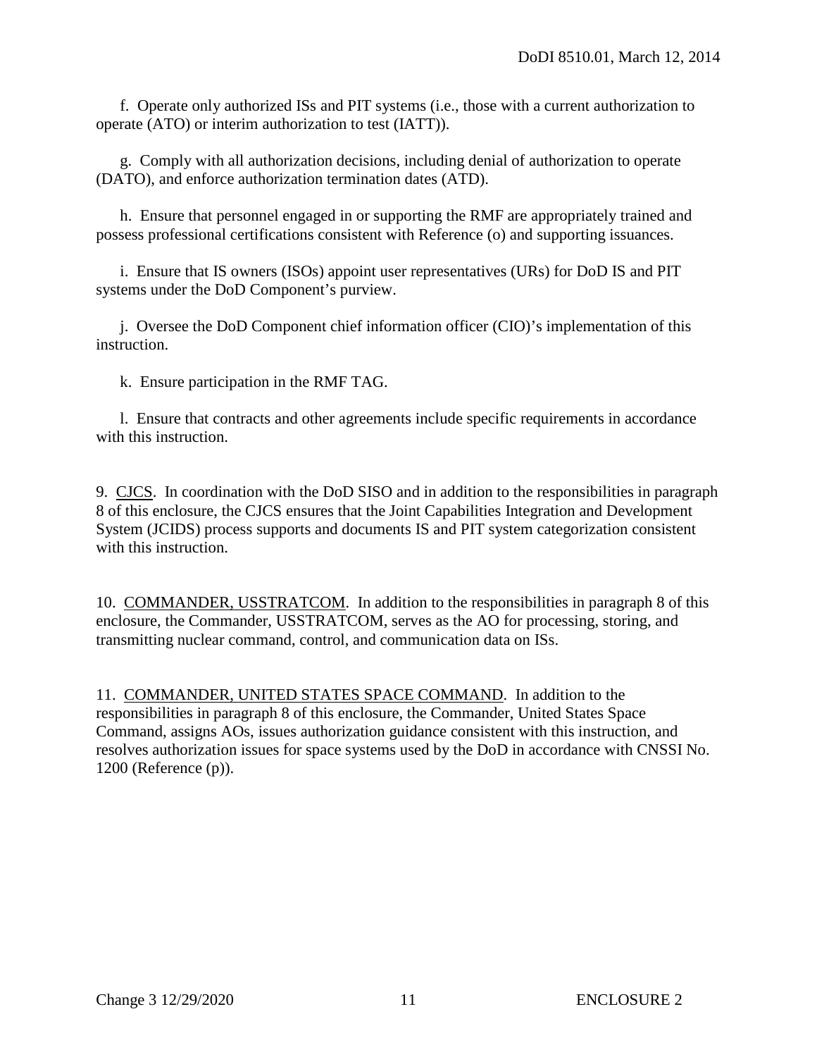f. Operate only authorized ISs and PIT systems (i.e., those with a current authorization to operate (ATO) or interim authorization to test (IATT)).

g. Comply with all authorization decisions, including denial of authorization to operate (DATO), and enforce authorization termination dates (ATD).

h. Ensure that personnel engaged in or supporting the RMF are appropriately trained and possess professional certifications consistent with Reference (o) and supporting issuances.

i. Ensure that IS owners (ISOs) appoint user representatives (URs) for DoD IS and PIT systems under the DoD Component's purview.

j. Oversee the DoD Component chief information officer (CIO)'s implementation of this instruction.

k. Ensure participation in the RMF TAG.

l. Ensure that contracts and other agreements include specific requirements in accordance with this instruction.

9. <u>CJCS</u>. In coordination with the DoD SISO and in addition to the responsibilities in paragraph 8 of this enclosure, the CJCS ensures that the Joint Capabilities Integration and Development System (JCIDS) process supports and documents IS and PIT system categorization consistent with this instruction.

10. <u>COMMANDER, USSTRATCOM</u>. In addition to the responsibilities in paragraph 8 of this enclosure, the Commander, USSTRATCOM, serves as the AO for processing, storing, and transmitting nuclear command, control, and communication data on ISs.

11. <u>COMMANDER, UNITED STATES SPACE COMMAND</u>. In addition to the responsibilities in paragraph 8 of this enclosure, the Commander, United States Space Command, assigns AOs, issues authorization guidance consistent with this instruction, and resolves authorization issues for space systems used by the DoD in accordance with CNSSI No. 1200 (Reference (p)).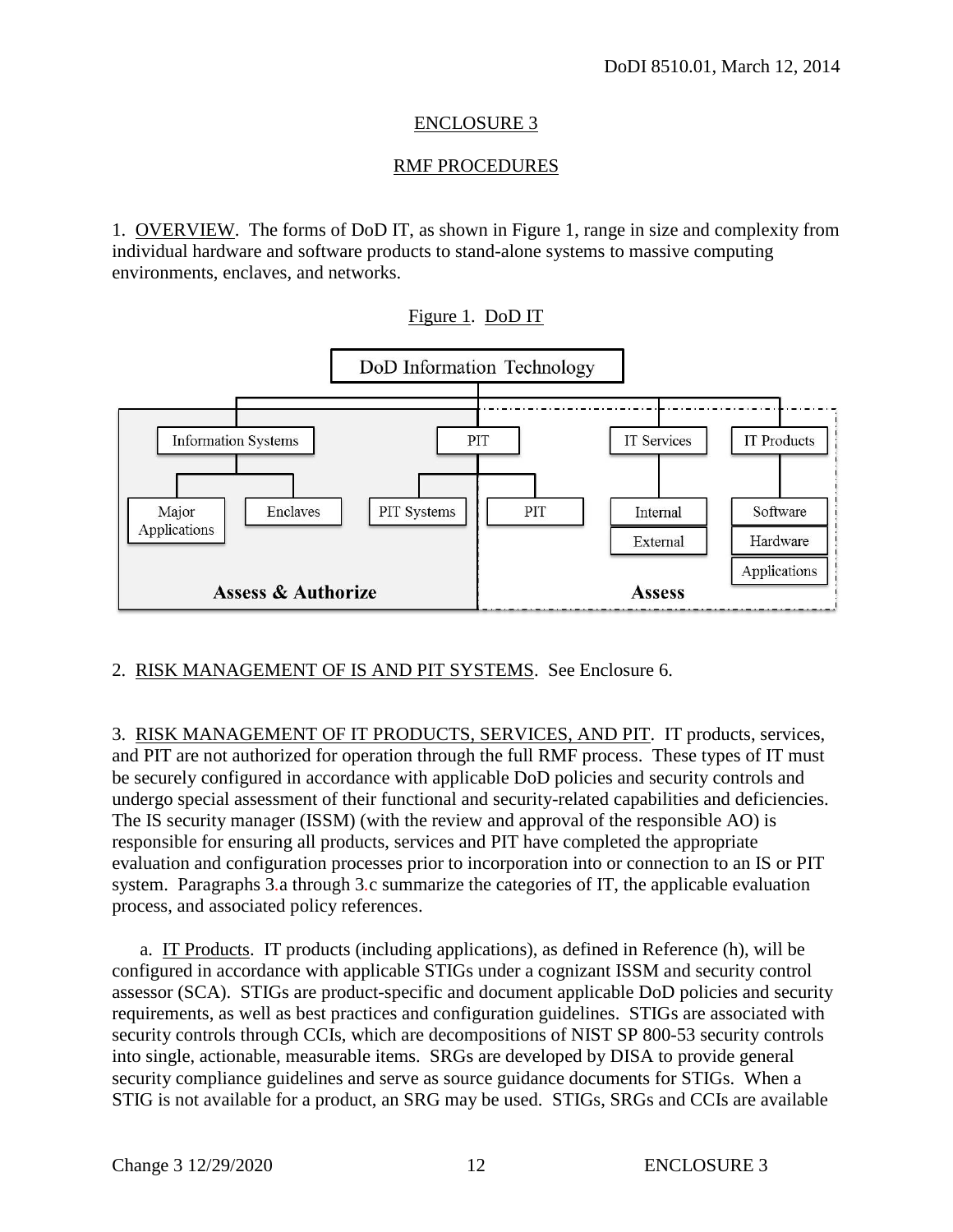## ENCLOSURE 3

## RMF PROCEDURES

1. OVERVIEW. The forms of DoD IT, as shown in Figure 1, range in size and complexity from individual hardware and software products to stand-alone systems to massive computing environments, enclaves, and networks.

Figure 1. DoD IT

2. RISK MANAGEMENT OF IS AND PIT SYSTEMS. See Enclosure 6.

3. RISK MANAGEMENT OF IT PRODUCTS, SERVICES, AND PIT. IT products, services, and PIT are not authorized for operation through the full RMF process. These types of IT must be securely configured in accordance with applicable DoD policies and security controls and undergo special assessment of their functional and security-related capabilities and deficiencies. The IS security manager (ISSM) (with the review and approval of the responsible AO) is responsible for ensuring all products, services and PIT have completed the appropriate evaluation and configuration processes prior to incorporation into or connection to an IS or PIT system. Paragraphs 3.a through 3.c summarize the categories of IT, the applicable evaluation process, and associated policy references.

a. IT Products. IT products (including applications), as defined in Reference (h), will be configured in accordance with applicable STIGs under a cognizant ISSM and security control assessor (SCA). STIGs are product-specific and document applicable DoD policies and security requirements, as well as best practices and configuration guidelines. STIGs are associated with security controls through CCIs, which are decompositions of NIST SP 800-53 security controls into single, actionable, measurable items. SRGs are developed by DISA to provide general security compliance guidelines and serve as source guidance documents for STIGs. When a STIG is not available for a product, an SRG may be used. STIGs, SRGs and CCIs are available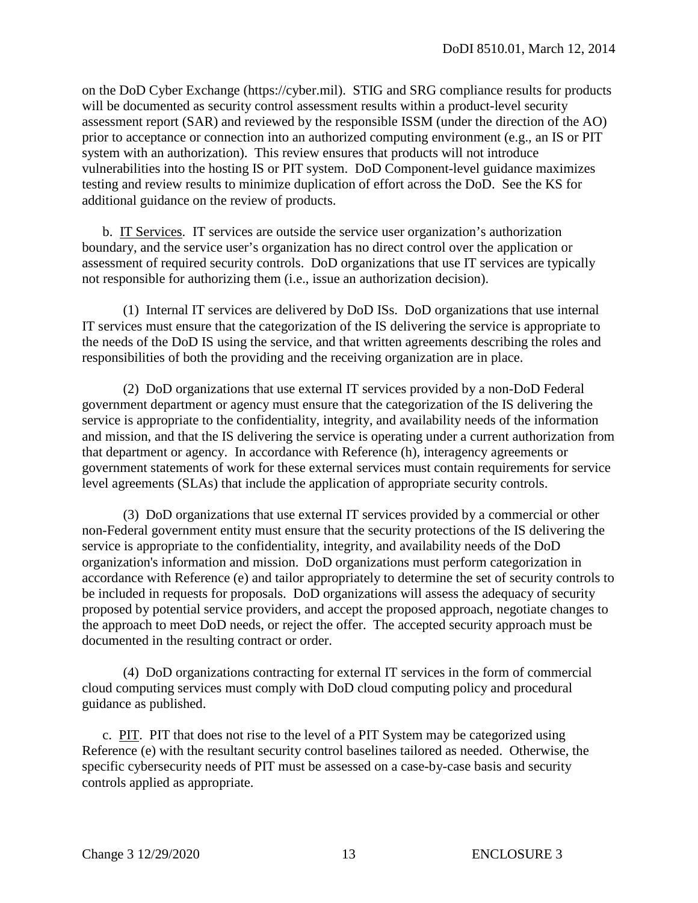on the DoD Cyber Exchange (https://cyber.mil). STIG and SRG compliance results for products will be documented as security control assessment results within a product-level security assessment report (SAR) and reviewed by the responsible ISSM (under the direction of the AO) prior to acceptance or connection into an authorized computing environment (e.g., an IS or PIT system with an authorization). This review ensures that products will not introduce vulnerabilities into the hosting IS or PIT system. DoD Component-level guidance maximizes testing and review results to minimize duplication of effort across the DoD. See the KS for additional guidance on the review of products.

b. IT Services. IT services are outside the service user organization's authorization boundary, and the service user's organization has no direct control over the application or assessment of required security controls. DoD organizations that use IT services are typically not responsible for authorizing them (i.e., issue an authorization decision).

(1) Internal IT services are delivered by DoD ISs. DoD organizations that use internal IT services must ensure that the categorization of the IS delivering the service is appropriate to the needs of the DoD IS using the service, and that written agreements describing the roles and responsibilities of both the providing and the receiving organization are in place.

(2) DoD organizations that use external IT services provided by a non-DoD Federal government department or agency must ensure that the categorization of the IS delivering the service is appropriate to the confidentiality, integrity, and availability needs of the information and mission, and that the IS delivering the service is operating under a current authorization from that department or agency. In accordance with Reference (h), interagency agreements or government statements of work for these external services must contain requirements for service level agreements (SLAs) that include the application of appropriate security controls.

(3) DoD organizations that use external IT services provided by a commercial or other non-Federal government entity must ensure that the security protections of the IS delivering the service is appropriate to the confidentiality, integrity, and availability needs of the DoD organization's information and mission. DoD organizations must perform categorization in accordance with Reference (e) and tailor appropriately to determine the set of security controls to be included in requests for proposals. DoD organizations will assess the adequacy of security proposed by potential service providers, and accept the proposed approach, negotiate changes to the approach to meet DoD needs, or reject the offer. The accepted security approach must be documented in the resulting contract or order.

(4) DoD organizations contracting for external IT services in the form of commercial cloud computing services must comply with DoD cloud computing policy and procedural guidance as published.

c. PIT. PIT that does not rise to the level of a PIT System may be categorized using Reference (e) with the resultant security control baselines tailored as needed. Otherwise, the specific cybersecurity needs of PIT must be assessed on a case-by-case basis and security controls applied as appropriate.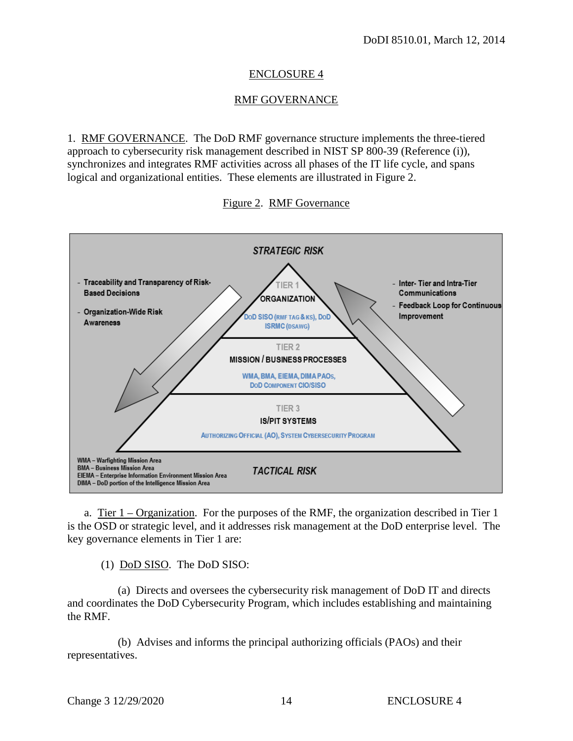## ENCLOSURE 4

## RMF GOVERNANCE

1. RMF GOVERNANCE. The DoD RMF governance structure implements the three-tiered approach to cybersecurity risk management described in NIST SP 800-39 (Reference (i)), synchronizes and integrates RMF activities across all phases of the IT life cycle, and spans logical and organizational entities. These elements are illustrated in Figure 2.

Figure 2. RMF Governance

STRATEGIC RISK

- Traceability and Transparency of Risk-Based Decisions
- Organization-Wide Risk Awareness

TIER 1
ORGANIZATION
DoD SISO (RMF TAG & KS), DoD ISRMC (DSAWG)

TIER 2
MISSION / BUSINESS PROCESSES
WMA, BMA, EIEMA, DIMA PAOs, DoD COMPONENT CIO/SISO

TIER 3
IS/PIT SYSTEMS
AUTHORIZING OFFICIAL (AO), SYSTEM CYBERSECURITY PROGRAM

- Inter- Tier and Intra-Tier Communications
- Feedback Loop for Continuous Improvement

TACTICAL RISK

WMA – Warfighting Mission Area
BMA – Business Mission Area
EIEMA – Enterprise Information Environment Mission Area
DIMA – DoD portion of the Intelligence Mission Area

a. Tier 1 – Organization. For the purposes of the RMF, the organization described in Tier 1 is the OSD or strategic level, and it addresses risk management at the DoD enterprise level. The key governance elements in Tier 1 are:

(1) DoD SISO. The DoD SISO:

(a) Directs and oversees the cybersecurity risk management of DoD IT and directs and coordinates the DoD Cybersecurity Program, which includes establishing and maintaining the RMF.

(b) Advises and informs the principal authorizing officials (PAOs) and their representatives.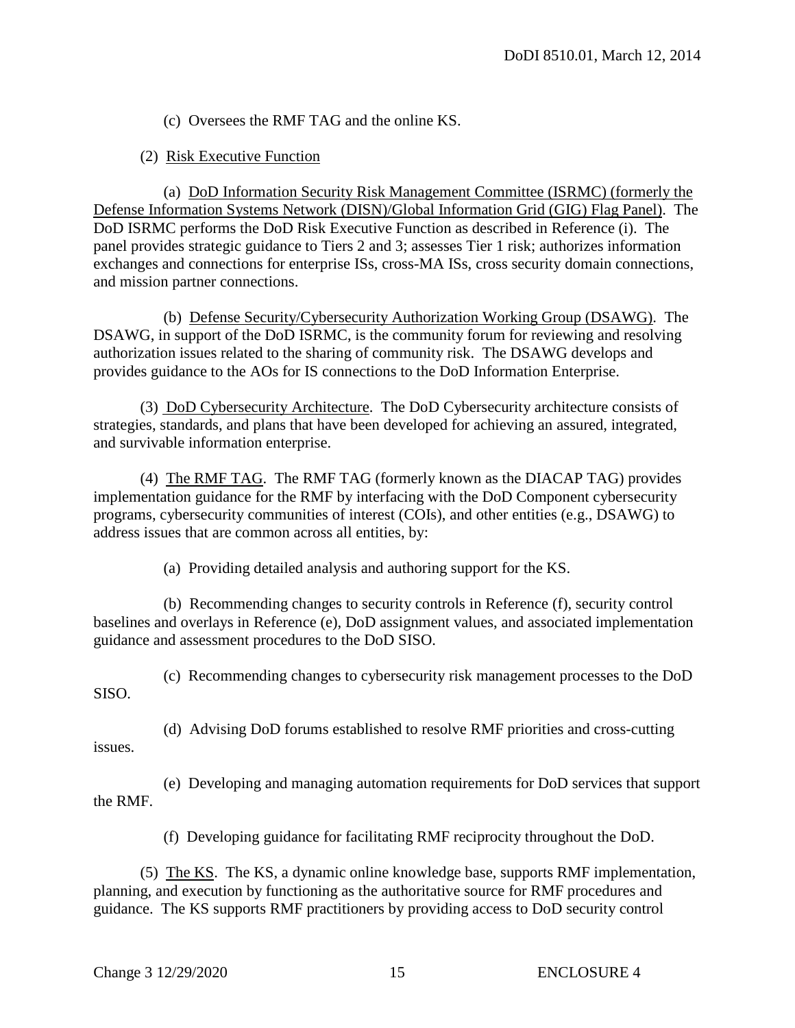(c) Oversees the RMF TAG and the online KS.

(2) Risk Executive Function

(a) DoD Information Security Risk Management Committee (ISRMC) (formerly the Defense Information Systems Network (DISN)/Global Information Grid (GIG) Flag Panel). The DoD ISRMC performs the DoD Risk Executive Function as described in Reference (i). The panel provides strategic guidance to Tiers 2 and 3; assesses Tier 1 risk; authorizes information exchanges and connections for enterprise ISs, cross-MA ISs, cross security domain connections, and mission partner connections.

(b) Defense Security/Cybersecurity Authorization Working Group (DSAWG). The DSAWG, in support of the DoD ISRMC, is the community forum for reviewing and resolving authorization issues related to the sharing of community risk. The DSAWG develops and provides guidance to the AOs for IS connections to the DoD Information Enterprise.

(3) DoD Cybersecurity Architecture. The DoD Cybersecurity architecture consists of strategies, standards, and plans that have been developed for achieving an assured, integrated, and survivable information enterprise.

(4) The RMF TAG. The RMF TAG (formerly known as the DIACAP TAG) provides implementation guidance for the RMF by interfacing with the DoD Component cybersecurity programs, cybersecurity communities of interest (COIs), and other entities (e.g., DSAWG) to address issues that are common across all entities, by:

(a) Providing detailed analysis and authoring support for the KS.

(b) Recommending changes to security controls in Reference (f), security control baselines and overlays in Reference (e), DoD assignment values, and associated implementation guidance and assessment procedures to the DoD SISO.

(c) Recommending changes to cybersecurity risk management processes to the DoD SISO.

(d) Advising DoD forums established to resolve RMF priorities and cross-cutting issues.

(e) Developing and managing automation requirements for DoD services that support the RMF.

(f) Developing guidance for facilitating RMF reciprocity throughout the DoD.

(5) The KS. The KS, a dynamic online knowledge base, supports RMF implementation, planning, and execution by functioning as the authoritative source for RMF procedures and guidance. The KS supports RMF practitioners by providing access to DoD security control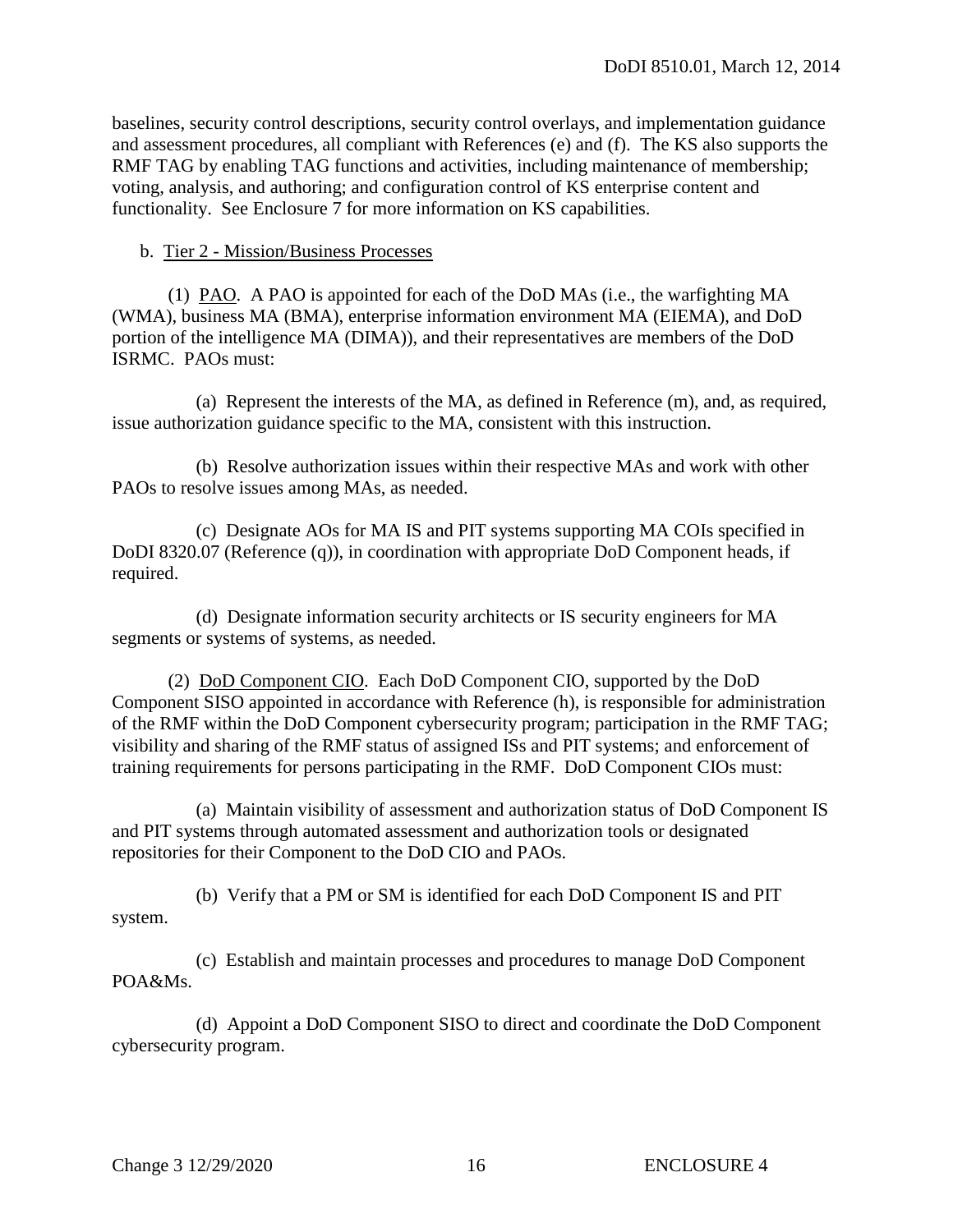baselines, security control descriptions, security control overlays, and implementation guidance and assessment procedures, all compliant with References (e) and (f). The KS also supports the RMF TAG by enabling TAG functions and activities, including maintenance of membership; voting, analysis, and authoring; and configuration control of KS enterprise content and functionality. See Enclosure 7 for more information on KS capabilities.

b. Tier 2 - Mission/Business Processes

(1) PAO. A PAO is appointed for each of the DoD MAs (i.e., the warfighting MA (WMA), business MA (BMA), enterprise information environment MA (EIEMA), and DoD portion of the intelligence MA (DIMA)), and their representatives are members of the DoD ISRMC. PAOs must:

(a) Represent the interests of the MA, as defined in Reference (m), and, as required, issue authorization guidance specific to the MA, consistent with this instruction.

(b) Resolve authorization issues within their respective MAs and work with other PAOs to resolve issues among MAs, as needed.

(c) Designate AOs for MA IS and PIT systems supporting MA COIs specified in DoDI 8320.07 (Reference (q)), in coordination with appropriate DoD Component heads, if required.

(d) Designate information security architects or IS security engineers for MA segments or systems of systems, as needed.

(2) DoD Component CIO. Each DoD Component CIO, supported by the DoD Component SISO appointed in accordance with Reference (h), is responsible for administration of the RMF within the DoD Component cybersecurity program; participation in the RMF TAG; visibility and sharing of the RMF status of assigned ISs and PIT systems; and enforcement of training requirements for persons participating in the RMF. DoD Component CIOs must:

(a) Maintain visibility of assessment and authorization status of DoD Component IS and PIT systems through automated assessment and authorization tools or designated repositories for their Component to the DoD CIO and PAOs.

(b) Verify that a PM or SM is identified for each DoD Component IS and PIT system.

(c) Establish and maintain processes and procedures to manage DoD Component POA&Ms.

(d) Appoint a DoD Component SISO to direct and coordinate the DoD Component cybersecurity program.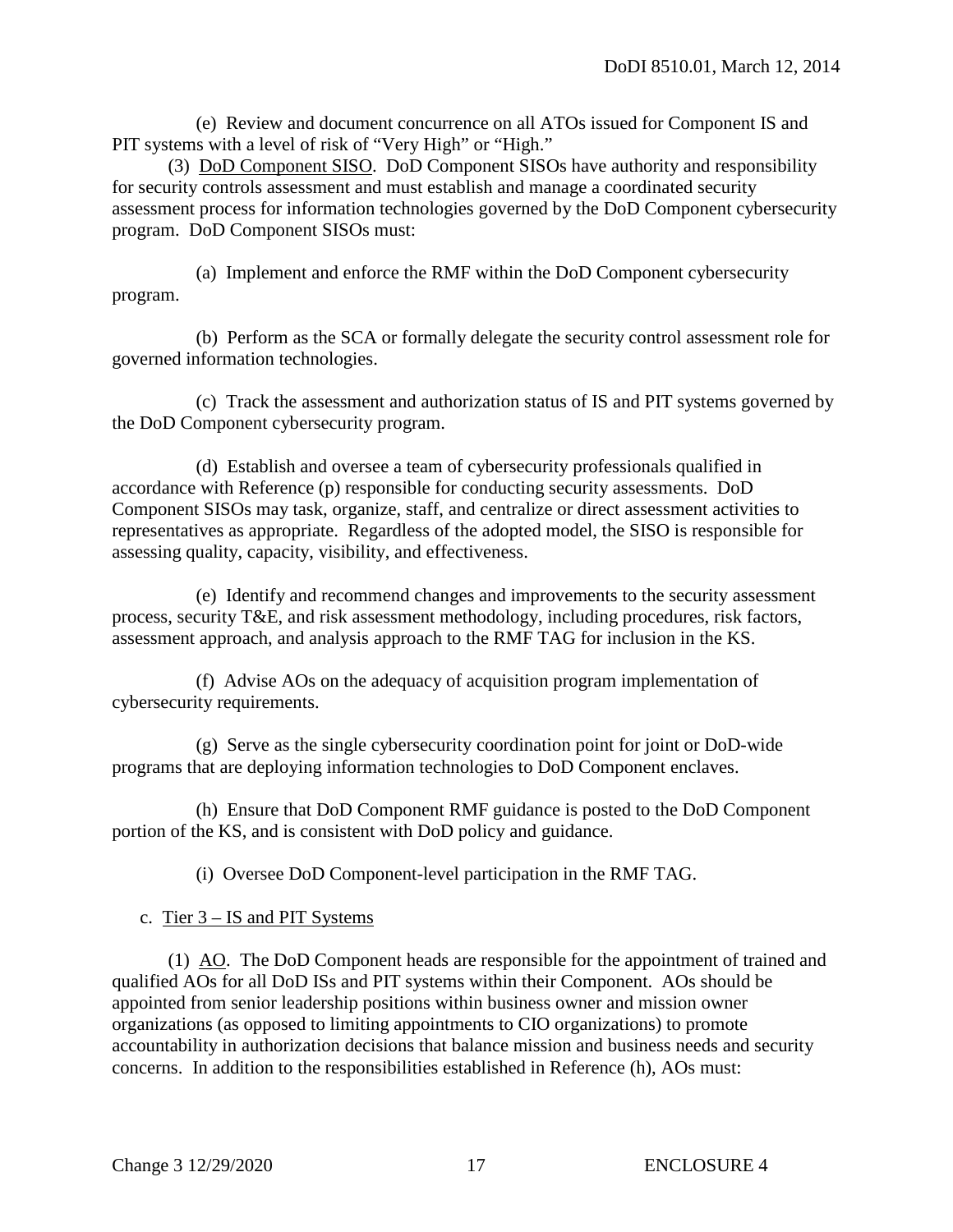(e) Review and document concurrence on all ATOs issued for Component IS and PIT systems with a level of risk of "Very High" or "High."

(3) <u>DoD Component SISO</u>. DoD Component SISOs have authority and responsibility for security controls assessment and must establish and manage a coordinated security assessment process for information technologies governed by the DoD Component cybersecurity program. DoD Component SISOs must:

(a) Implement and enforce the RMF within the DoD Component cybersecurity program.

(b) Perform as the SCA or formally delegate the security control assessment role for governed information technologies.

(c) Track the assessment and authorization status of IS and PIT systems governed by the DoD Component cybersecurity program.

(d) Establish and oversee a team of cybersecurity professionals qualified in accordance with Reference (p) responsible for conducting security assessments. DoD Component SISOs may task, organize, staff, and centralize or direct assessment activities to representatives as appropriate. Regardless of the adopted model, the SISO is responsible for assessing quality, capacity, visibility, and effectiveness.

(e) Identify and recommend changes and improvements to the security assessment process, security T&E, and risk assessment methodology, including procedures, risk factors, assessment approach, and analysis approach to the RMF TAG for inclusion in the KS.

(f) Advise AOs on the adequacy of acquisition program implementation of cybersecurity requirements.

(g) Serve as the single cybersecurity coordination point for joint or DoD-wide programs that are deploying information technologies to DoD Component enclaves.

(h) Ensure that DoD Component RMF guidance is posted to the DoD Component portion of the KS, and is consistent with DoD policy and guidance.

(i) Oversee DoD Component-level participation in the RMF TAG.

c. <u>Tier 3 – IS and PIT Systems</u>

(1) <u>AO</u>. The DoD Component heads are responsible for the appointment of trained and qualified AOs for all DoD ISs and PIT systems within their Component. AOs should be appointed from senior leadership positions within business owner and mission owner organizations (as opposed to limiting appointments to CIO organizations) to promote accountability in authorization decisions that balance mission and business needs and security concerns. In addition to the responsibilities established in Reference (h), AOs must: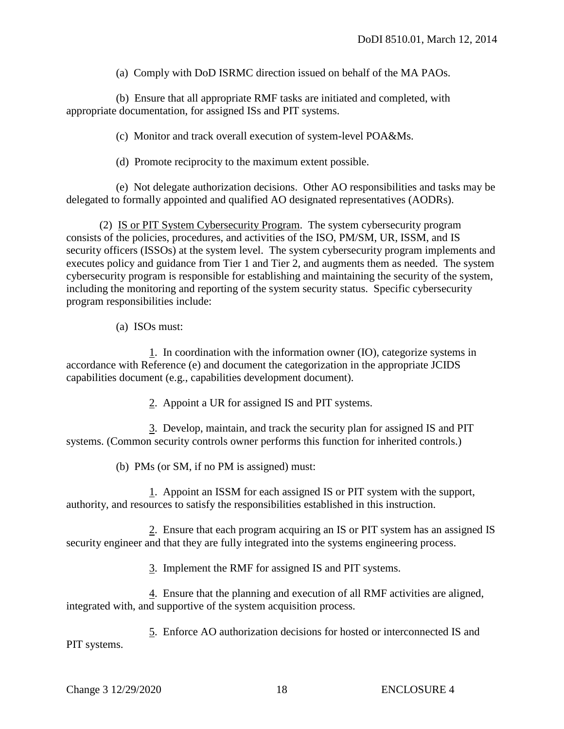(a) Comply with DoD ISRMC direction issued on behalf of the MA PAOs.

(b) Ensure that all appropriate RMF tasks are initiated and completed, with appropriate documentation, for assigned ISs and PIT systems.

(c) Monitor and track overall execution of system-level POA&Ms.

(d) Promote reciprocity to the maximum extent possible.

(e) Not delegate authorization decisions. Other AO responsibilities and tasks may be delegated to formally appointed and qualified AO designated representatives (AODRs).

(2) <u>IS or PIT System Cybersecurity Program</u>. The system cybersecurity program consists of the policies, procedures, and activities of the ISO, PM/SM, UR, ISSM, and IS security officers (ISSOs) at the system level. The system cybersecurity program implements and executes policy and guidance from Tier 1 and Tier 2, and augments them as needed. The system cybersecurity program is responsible for establishing and maintaining the security of the system, including the monitoring and reporting of the system security status. Specific cybersecurity program responsibilities include:

(a) ISOs must:

<u>1</u>. In coordination with the information owner (IO), categorize systems in accordance with Reference (e) and document the categorization in the appropriate JCIDS capabilities document (e.g., capabilities development document).

<u>2</u>. Appoint a UR for assigned IS and PIT systems.

<u>3</u>. Develop, maintain, and track the security plan for assigned IS and PIT systems. (Common security controls owner performs this function for inherited controls.)

(b) PMs (or SM, if no PM is assigned) must:

<u>1</u>. Appoint an ISSM for each assigned IS or PIT system with the support, authority, and resources to satisfy the responsibilities established in this instruction.

<u>2</u>. Ensure that each program acquiring an IS or PIT system has an assigned IS security engineer and that they are fully integrated into the systems engineering process.

<u>3</u>. Implement the RMF for assigned IS and PIT systems.

<u>4</u>. Ensure that the planning and execution of all RMF activities are aligned, integrated with, and supportive of the system acquisition process.

<u>5</u>. Enforce AO authorization decisions for hosted or interconnected IS and PIT systems.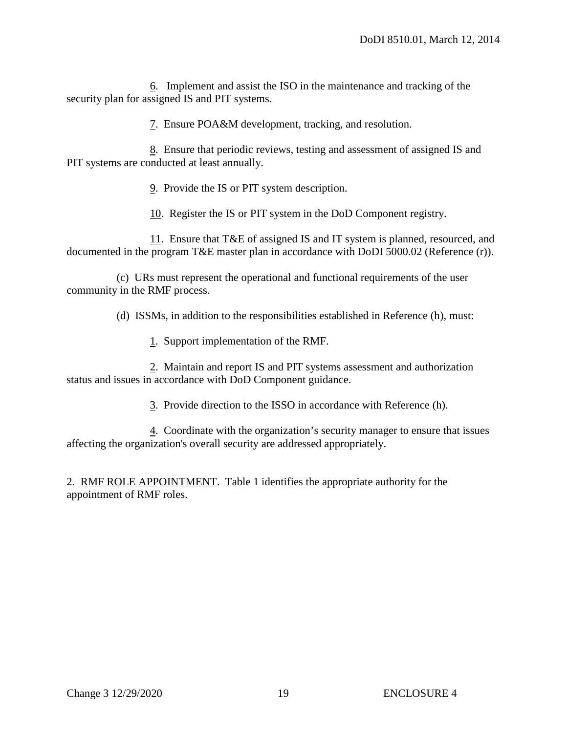6. Implement and assist the ISO in the maintenance and tracking of the security plan for assigned IS and PIT systems.

7. Ensure POA&M development, tracking, and resolution.

8. Ensure that periodic reviews, testing and assessment of assigned IS and PIT systems are conducted at least annually.

9. Provide the IS or PIT system description.

10. Register the IS or PIT system in the DoD Component registry.

11. Ensure that T&E of assigned IS and IT system is planned, resourced, and documented in the program T&E master plan in accordance with DoDI 5000.02 (Reference (r)).

(c) URs must represent the operational and functional requirements of the user community in the RMF process.

(d) ISSMs, in addition to the responsibilities established in Reference (h), must:

1. Support implementation of the RMF.

2. Maintain and report IS and PIT systems assessment and authorization status and issues in accordance with DoD Component guidance.

3. Provide direction to the ISSO in accordance with Reference (h).

4. Coordinate with the organization's security manager to ensure that issues affecting the organization's overall security are addressed appropriately.

2. RMF ROLE APPOINTMENT. Table 1 identifies the appropriate authority for the appointment of RMF roles.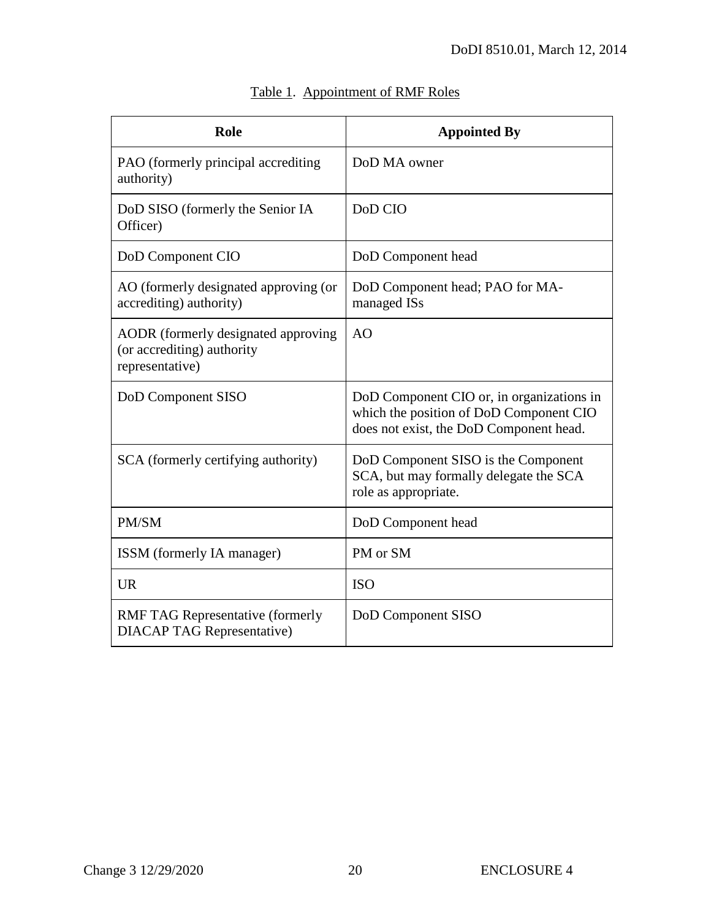Table 1. Appointment of RMF Roles

| Role | Appointed By |
|---|---|
| PAO (formerly principal accrediting authority) | DoD MA owner |
| DoD SISO (formerly the Senior IA Officer) | DoD CIO |
| DoD Component CIO | DoD Component head |
| AO (formerly designated approving (or accrediting) authority) | DoD Component head; PAO for MA-managed ISs |
| AODR (formerly designated approving (or accrediting) authority representative) | AO |
| DoD Component SISO | DoD Component CIO or, in organizations in which the position of DoD Component CIO does not exist, the DoD Component head. |
| SCA (formerly certifying authority) | DoD Component SISO is the Component SCA, but may formally delegate the SCA role as appropriate. |
| PM/SM | DoD Component head |
| ISSM (formerly IA manager) | PM or SM |
| UR | ISO |
| RMF TAG Representative (formerly DIACAP TAG Representative) | DoD Component SISO |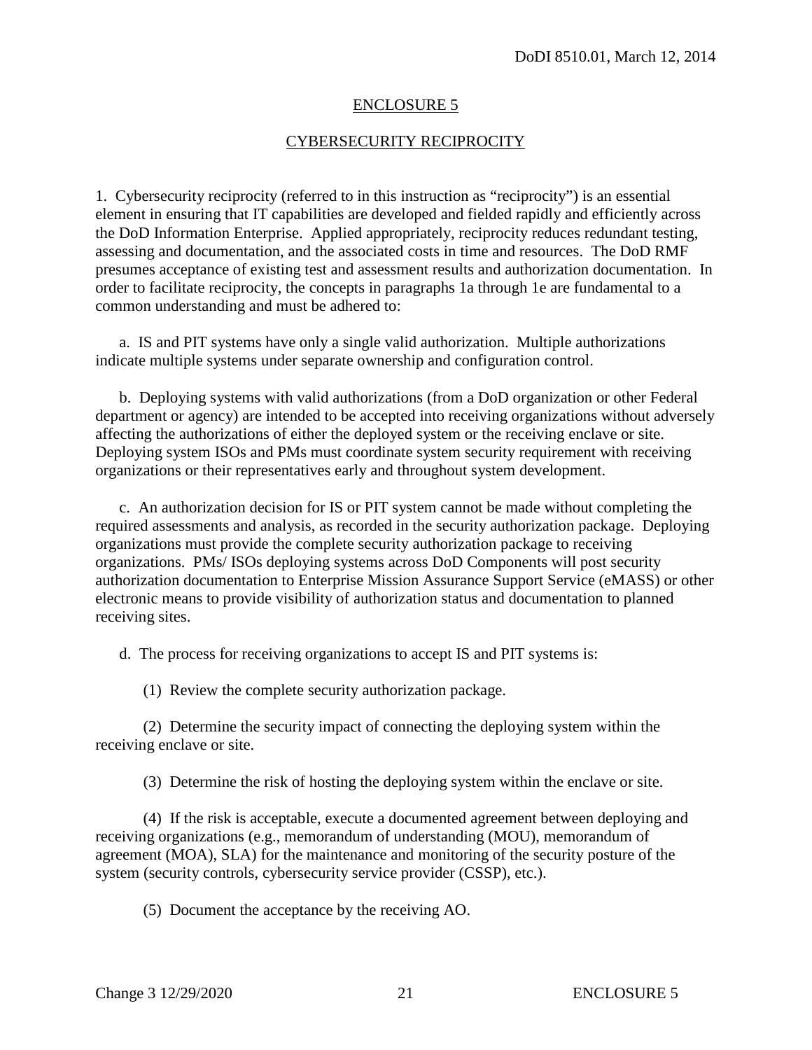## ENCLOSURE 5

## CYBERSECURITY RECIPROCITY

1. Cybersecurity reciprocity (referred to in this instruction as "reciprocity") is an essential element in ensuring that IT capabilities are developed and fielded rapidly and efficiently across the DoD Information Enterprise. Applied appropriately, reciprocity reduces redundant testing, assessing and documentation, and the associated costs in time and resources. The DoD RMF presumes acceptance of existing test and assessment results and authorization documentation. In order to facilitate reciprocity, the concepts in paragraphs 1a through 1e are fundamental to a common understanding and must be adhered to:

a. IS and PIT systems have only a single valid authorization. Multiple authorizations indicate multiple systems under separate ownership and configuration control.

b. Deploying systems with valid authorizations (from a DoD organization or other Federal department or agency) are intended to be accepted into receiving organizations without adversely affecting the authorizations of either the deployed system or the receiving enclave or site. Deploying system ISOs and PMs must coordinate system security requirement with receiving organizations or their representatives early and throughout system development.

c. An authorization decision for IS or PIT system cannot be made without completing the required assessments and analysis, as recorded in the security authorization package. Deploying organizations must provide the complete security authorization package to receiving organizations. PMs/ ISOs deploying systems across DoD Components will post security authorization documentation to Enterprise Mission Assurance Support Service (eMASS) or other electronic means to provide visibility of authorization status and documentation to planned receiving sites.

d. The process for receiving organizations to accept IS and PIT systems is:

(1) Review the complete security authorization package.

(2) Determine the security impact of connecting the deploying system within the receiving enclave or site.

(3) Determine the risk of hosting the deploying system within the enclave or site.

(4) If the risk is acceptable, execute a documented agreement between deploying and receiving organizations (e.g., memorandum of understanding (MOU), memorandum of agreement (MOA), SLA) for the maintenance and monitoring of the security posture of the system (security controls, cybersecurity service provider (CSSP), etc.).

(5) Document the acceptance by the receiving AO.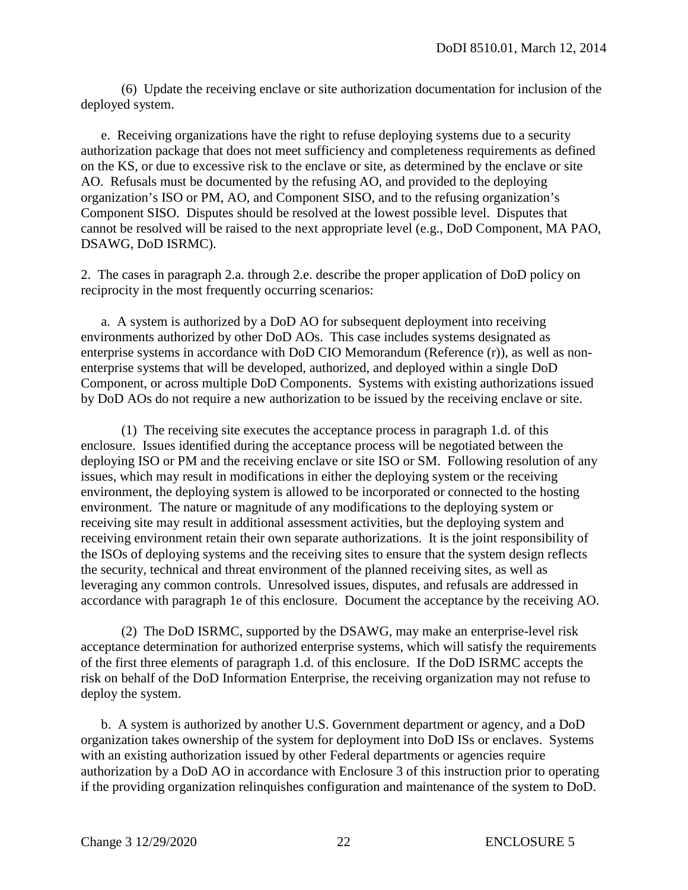(6) Update the receiving enclave or site authorization documentation for inclusion of the deployed system.

e. Receiving organizations have the right to refuse deploying systems due to a security authorization package that does not meet sufficiency and completeness requirements as defined on the KS, or due to excessive risk to the enclave or site, as determined by the enclave or site AO. Refusals must be documented by the refusing AO, and provided to the deploying organization's ISO or PM, AO, and Component SISO, and to the refusing organization's Component SISO. Disputes should be resolved at the lowest possible level. Disputes that cannot be resolved will be raised to the next appropriate level (e.g., DoD Component, MA PAO, DSAWG, DoD ISRMC).

2. The cases in paragraph 2.a. through 2.e. describe the proper application of DoD policy on reciprocity in the most frequently occurring scenarios:

a. A system is authorized by a DoD AO for subsequent deployment into receiving environments authorized by other DoD AOs. This case includes systems designated as enterprise systems in accordance with DoD CIO Memorandum (Reference (r)), as well as non-enterprise systems that will be developed, authorized, and deployed within a single DoD Component, or across multiple DoD Components. Systems with existing authorizations issued by DoD AOs do not require a new authorization to be issued by the receiving enclave or site.

(1) The receiving site executes the acceptance process in paragraph 1.d. of this enclosure. Issues identified during the acceptance process will be negotiated between the deploying ISO or PM and the receiving enclave or site ISO or SM. Following resolution of any issues, which may result in modifications in either the deploying system or the receiving environment, the deploying system is allowed to be incorporated or connected to the hosting environment. The nature or magnitude of any modifications to the deploying system or receiving site may result in additional assessment activities, but the deploying system and receiving environment retain their own separate authorizations. It is the joint responsibility of the ISOs of deploying systems and the receiving sites to ensure that the system design reflects the security, technical and threat environment of the planned receiving sites, as well as leveraging any common controls. Unresolved issues, disputes, and refusals are addressed in accordance with paragraph 1e of this enclosure. Document the acceptance by the receiving AO.

(2) The DoD ISRMC, supported by the DSAWG, may make an enterprise-level risk acceptance determination for authorized enterprise systems, which will satisfy the requirements of the first three elements of paragraph 1.d. of this enclosure. If the DoD ISRMC accepts the risk on behalf of the DoD Information Enterprise, the receiving organization may not refuse to deploy the system.

b. A system is authorized by another U.S. Government department or agency, and a DoD organization takes ownership of the system for deployment into DoD ISs or enclaves. Systems with an existing authorization issued by other Federal departments or agencies require authorization by a DoD AO in accordance with Enclosure 3 of this instruction prior to operating if the providing organization relinquishes configuration and maintenance of the system to DoD.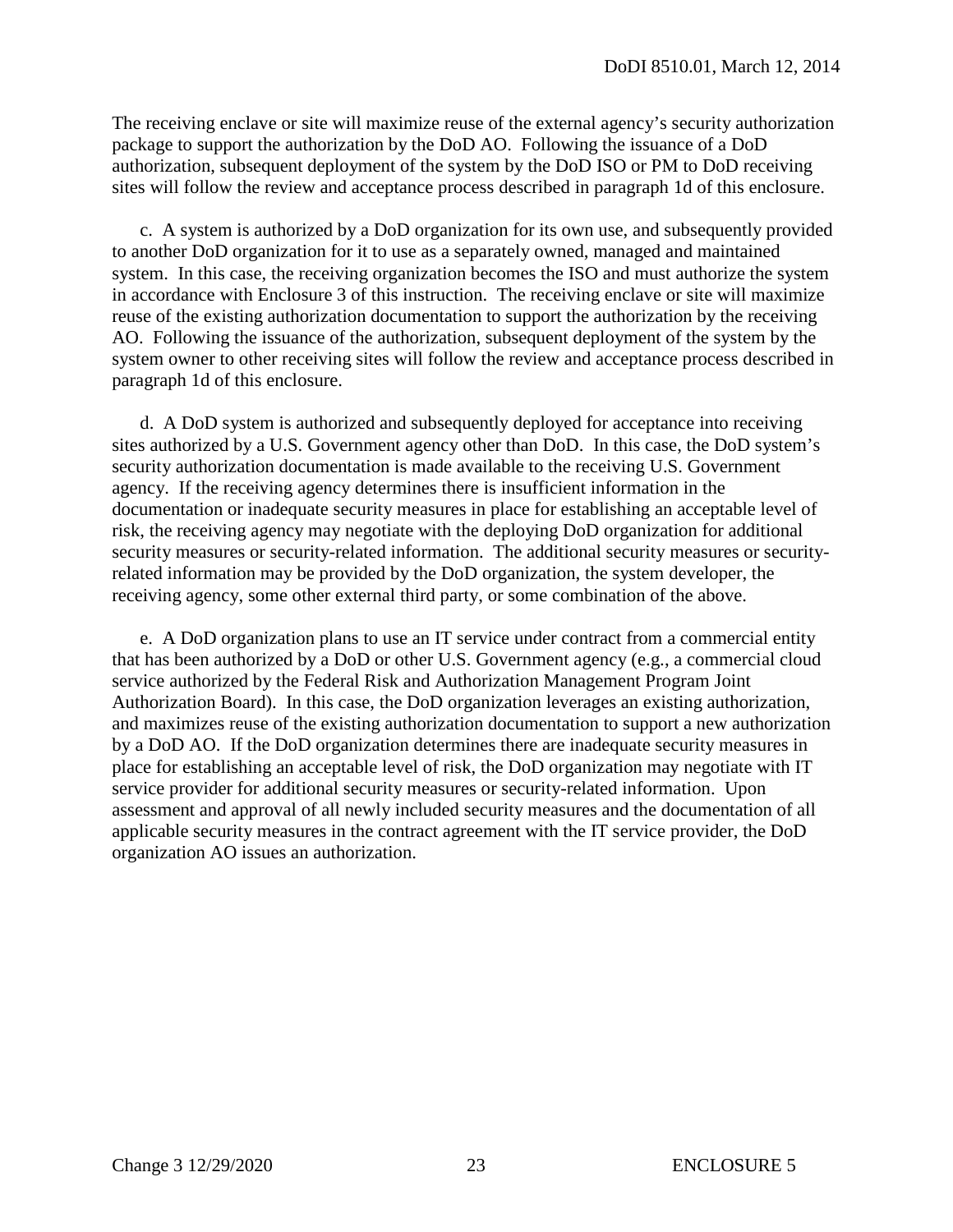The receiving enclave or site will maximize reuse of the external agency's security authorization package to support the authorization by the DoD AO. Following the issuance of a DoD authorization, subsequent deployment of the system by the DoD ISO or PM to DoD receiving sites will follow the review and acceptance process described in paragraph 1d of this enclosure.

c. A system is authorized by a DoD organization for its own use, and subsequently provided to another DoD organization for it to use as a separately owned, managed and maintained system. In this case, the receiving organization becomes the ISO and must authorize the system in accordance with Enclosure 3 of this instruction. The receiving enclave or site will maximize reuse of the existing authorization documentation to support the authorization by the receiving AO. Following the issuance of the authorization, subsequent deployment of the system by the system owner to other receiving sites will follow the review and acceptance process described in paragraph 1d of this enclosure.

d. A DoD system is authorized and subsequently deployed for acceptance into receiving sites authorized by a U.S. Government agency other than DoD. In this case, the DoD system's security authorization documentation is made available to the receiving U.S. Government agency. If the receiving agency determines there is insufficient information in the documentation or inadequate security measures in place for establishing an acceptable level of risk, the receiving agency may negotiate with the deploying DoD organization for additional security measures or security-related information. The additional security measures or security-related information may be provided by the DoD organization, the system developer, the receiving agency, some other external third party, or some combination of the above.

e. A DoD organization plans to use an IT service under contract from a commercial entity that has been authorized by a DoD or other U.S. Government agency (e.g., a commercial cloud service authorized by the Federal Risk and Authorization Management Program Joint Authorization Board). In this case, the DoD organization leverages an existing authorization, and maximizes reuse of the existing authorization documentation to support a new authorization by a DoD AO. If the DoD organization determines there are inadequate security measures in place for establishing an acceptable level of risk, the DoD organization may negotiate with IT service provider for additional security measures or security-related information. Upon assessment and approval of all newly included security measures and the documentation of all applicable security measures in the contract agreement with the IT service provider, the DoD organization AO issues an authorization.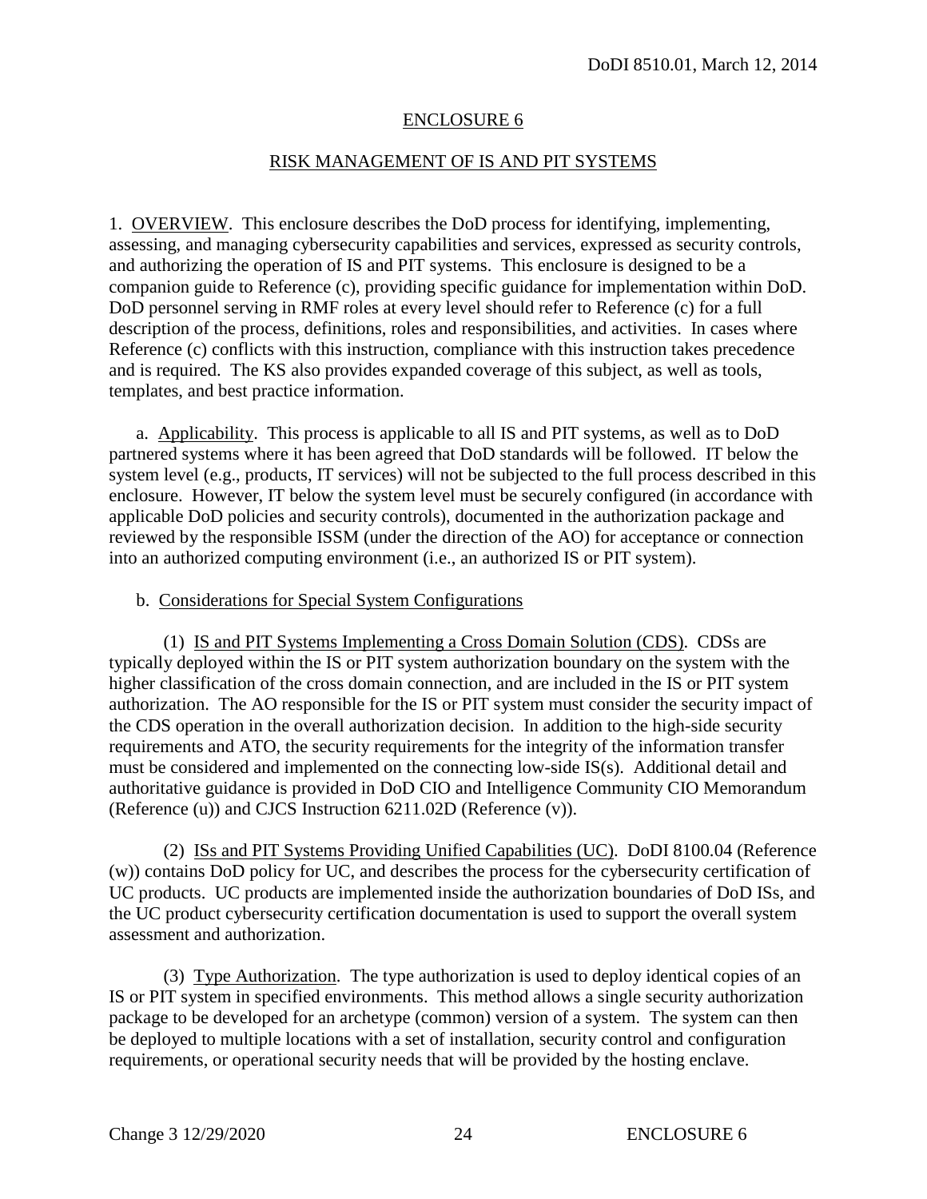# ENCLOSURE 6

## RISK MANAGEMENT OF IS AND PIT SYSTEMS

1. OVERVIEW. This enclosure describes the DoD process for identifying, implementing, assessing, and managing cybersecurity capabilities and services, expressed as security controls, and authorizing the operation of IS and PIT systems. This enclosure is designed to be a companion guide to Reference (c), providing specific guidance for implementation within DoD. DoD personnel serving in RMF roles at every level should refer to Reference (c) for a full description of the process, definitions, roles and responsibilities, and activities. In cases where Reference (c) conflicts with this instruction, compliance with this instruction takes precedence and is required. The KS also provides expanded coverage of this subject, as well as tools, templates, and best practice information.

a. Applicability. This process is applicable to all IS and PIT systems, as well as to DoD partnered systems where it has been agreed that DoD standards will be followed. IT below the system level (e.g., products, IT services) will not be subjected to the full process described in this enclosure. However, IT below the system level must be securely configured (in accordance with applicable DoD policies and security controls), documented in the authorization package and reviewed by the responsible ISSM (under the direction of the AO) for acceptance or connection into an authorized computing environment (i.e., an authorized IS or PIT system).

b. Considerations for Special System Configurations

(1) IS and PIT Systems Implementing a Cross Domain Solution (CDS). CDSs are typically deployed within the IS or PIT system authorization boundary on the system with the higher classification of the cross domain connection, and are included in the IS or PIT system authorization. The AO responsible for the IS or PIT system must consider the security impact of the CDS operation in the overall authorization decision. In addition to the high-side security requirements and ATO, the security requirements for the integrity of the information transfer must be considered and implemented on the connecting low-side IS(s). Additional detail and authoritative guidance is provided in DoD CIO and Intelligence Community CIO Memorandum (Reference (u)) and CJCS Instruction 6211.02D (Reference (v)).

(2) ISs and PIT Systems Providing Unified Capabilities (UC). DoDI 8100.04 (Reference (w)) contains DoD policy for UC, and describes the process for the cybersecurity certification of UC products. UC products are implemented inside the authorization boundaries of DoD ISs, and the UC product cybersecurity certification documentation is used to support the overall system assessment and authorization.

(3) Type Authorization. The type authorization is used to deploy identical copies of an IS or PIT system in specified environments. This method allows a single security authorization package to be developed for an archetype (common) version of a system. The system can then be deployed to multiple locations with a set of installation, security control and configuration requirements, or operational security needs that will be provided by the hosting enclave.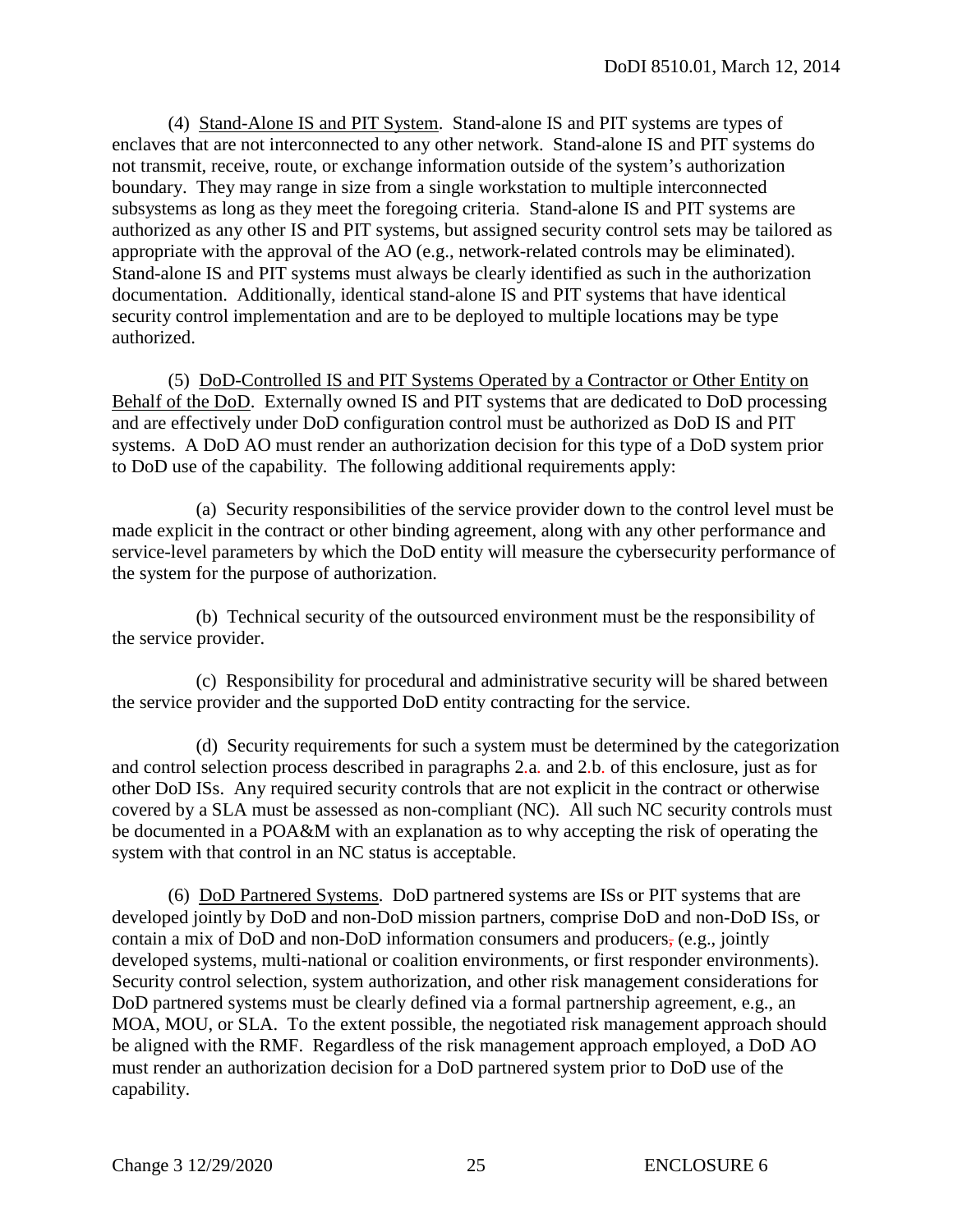(4) Stand-Alone IS and PIT System. Stand-alone IS and PIT systems are types of enclaves that are not interconnected to any other network. Stand-alone IS and PIT systems do not transmit, receive, route, or exchange information outside of the system's authorization boundary. They may range in size from a single workstation to multiple interconnected subsystems as long as they meet the foregoing criteria. Stand-alone IS and PIT systems are authorized as any other IS and PIT systems, but assigned security control sets may be tailored as appropriate with the approval of the AO (e.g., network-related controls may be eliminated). Stand-alone IS and PIT systems must always be clearly identified as such in the authorization documentation. Additionally, identical stand-alone IS and PIT systems that have identical security control implementation and are to be deployed to multiple locations may be type authorized.

(5) DoD-Controlled IS and PIT Systems Operated by a Contractor or Other Entity on Behalf of the DoD. Externally owned IS and PIT systems that are dedicated to DoD processing and are effectively under DoD configuration control must be authorized as DoD IS and PIT systems. A DoD AO must render an authorization decision for this type of a DoD system prior to DoD use of the capability. The following additional requirements apply:

(a) Security responsibilities of the service provider down to the control level must be made explicit in the contract or other binding agreement, along with any other performance and service-level parameters by which the DoD entity will measure the cybersecurity performance of the system for the purpose of authorization.

(b) Technical security of the outsourced environment must be the responsibility of the service provider.

(c) Responsibility for procedural and administrative security will be shared between the service provider and the supported DoD entity contracting for the service.

(d) Security requirements for such a system must be determined by the categorization and control selection process described in paragraphs 2.a. and 2.b. of this enclosure, just as for other DoD ISs. Any required security controls that are not explicit in the contract or otherwise covered by a SLA must be assessed as non-compliant (NC). All such NC security controls must be documented in a POA&M with an explanation as to why accepting the risk of operating the system with that control in an NC status is acceptable.

(6) DoD Partnered Systems. DoD partnered systems are ISs or PIT systems that are developed jointly by DoD and non-DoD mission partners, comprise DoD and non-DoD ISs, or contain a mix of DoD and non-DoD information consumers and producers, (e.g., jointly developed systems, multi-national or coalition environments, or first responder environments). Security control selection, system authorization, and other risk management considerations for DoD partnered systems must be clearly defined via a formal partnership agreement, e.g., an MOA, MOU, or SLA. To the extent possible, the negotiated risk management approach should be aligned with the RMF. Regardless of the risk management approach employed, a DoD AO must render an authorization decision for a DoD partnered system prior to DoD use of the capability.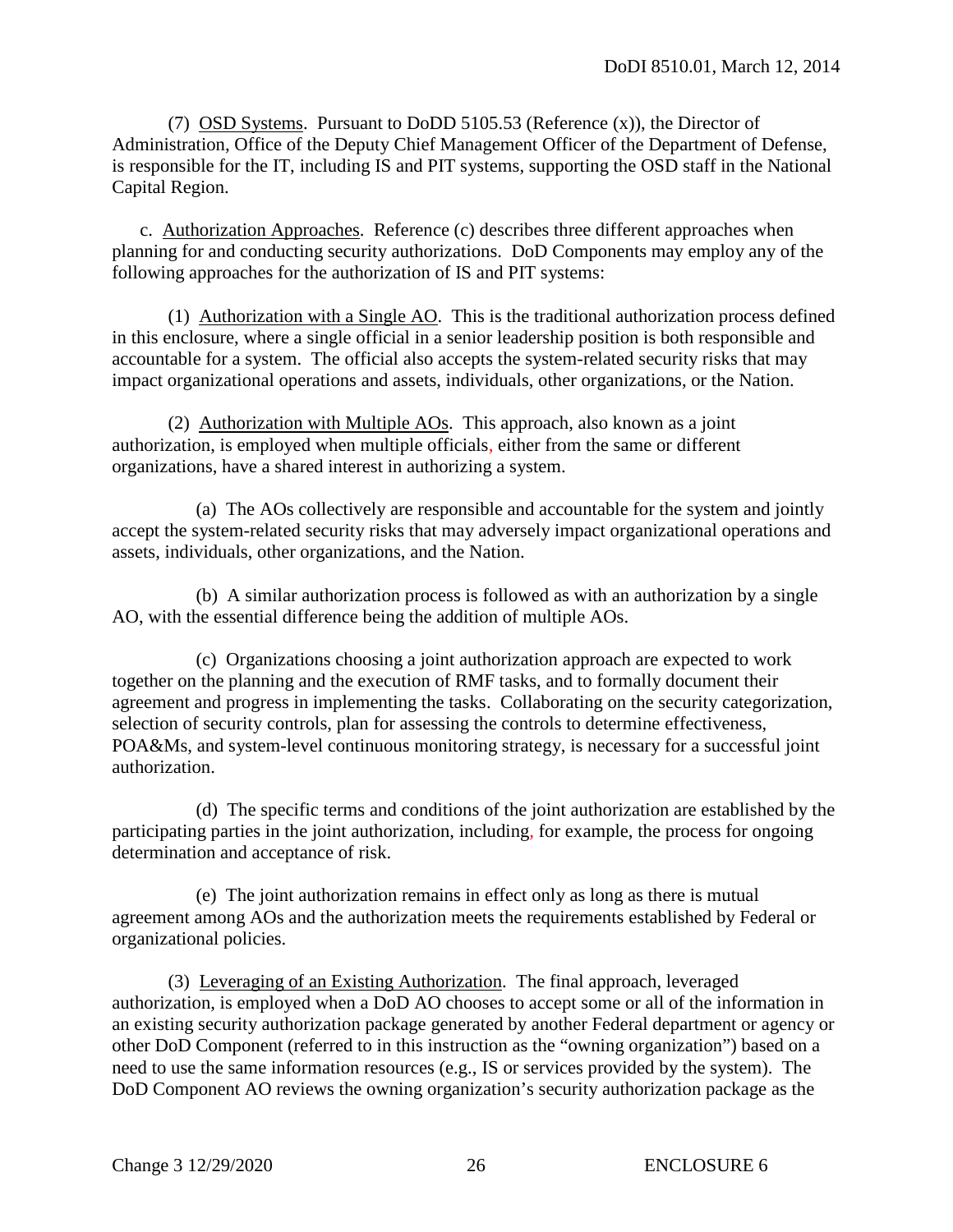(7) OSD Systems. Pursuant to DoDD 5105.53 (Reference (x)), the Director of Administration, Office of the Deputy Chief Management Officer of the Department of Defense, is responsible for the IT, including IS and PIT systems, supporting the OSD staff in the National Capital Region.

c. Authorization Approaches. Reference (c) describes three different approaches when planning for and conducting security authorizations. DoD Components may employ any of the following approaches for the authorization of IS and PIT systems:

(1) Authorization with a Single AO. This is the traditional authorization process defined in this enclosure, where a single official in a senior leadership position is both responsible and accountable for a system. The official also accepts the system-related security risks that may impact organizational operations and assets, individuals, other organizations, or the Nation.

(2) Authorization with Multiple AOs. This approach, also known as a joint authorization, is employed when multiple officials, either from the same or different organizations, have a shared interest in authorizing a system.

(a) The AOs collectively are responsible and accountable for the system and jointly accept the system-related security risks that may adversely impact organizational operations and assets, individuals, other organizations, and the Nation.

(b) A similar authorization process is followed as with an authorization by a single AO, with the essential difference being the addition of multiple AOs.

(c) Organizations choosing a joint authorization approach are expected to work together on the planning and the execution of RMF tasks, and to formally document their agreement and progress in implementing the tasks. Collaborating on the security categorization, selection of security controls, plan for assessing the controls to determine effectiveness, POA&Ms, and system-level continuous monitoring strategy, is necessary for a successful joint authorization.

(d) The specific terms and conditions of the joint authorization are established by the participating parties in the joint authorization, including, for example, the process for ongoing determination and acceptance of risk.

(e) The joint authorization remains in effect only as long as there is mutual agreement among AOs and the authorization meets the requirements established by Federal or organizational policies.

(3) Leveraging of an Existing Authorization. The final approach, leveraged authorization, is employed when a DoD AO chooses to accept some or all of the information in an existing security authorization package generated by another Federal department or agency or other DoD Component (referred to in this instruction as the "owning organization") based on a need to use the same information resources (e.g., IS or services provided by the system). The DoD Component AO reviews the owning organization's security authorization package as the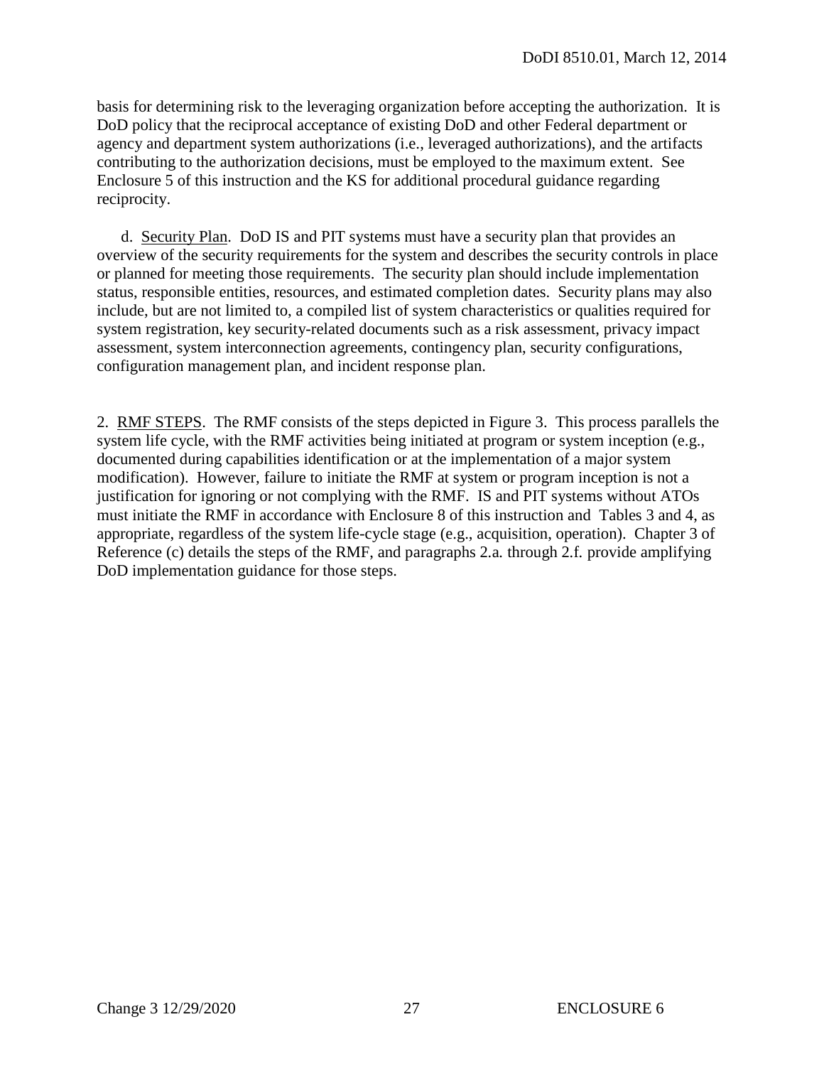basis for determining risk to the leveraging organization before accepting the authorization. It is DoD policy that the reciprocal acceptance of existing DoD and other Federal department or agency and department system authorizations (i.e., leveraged authorizations), and the artifacts contributing to the authorization decisions, must be employed to the maximum extent. See Enclosure 5 of this instruction and the KS for additional procedural guidance regarding reciprocity.

d. Security Plan. DoD IS and PIT systems must have a security plan that provides an overview of the security requirements for the system and describes the security controls in place or planned for meeting those requirements. The security plan should include implementation status, responsible entities, resources, and estimated completion dates. Security plans may also include, but are not limited to, a compiled list of system characteristics or qualities required for system registration, key security-related documents such as a risk assessment, privacy impact assessment, system interconnection agreements, contingency plan, security configurations, configuration management plan, and incident response plan.

2. RMF STEPS. The RMF consists of the steps depicted in Figure 3. This process parallels the system life cycle, with the RMF activities being initiated at program or system inception (e.g., documented during capabilities identification or at the implementation of a major system modification). However, failure to initiate the RMF at system or program inception is not a justification for ignoring or not complying with the RMF. IS and PIT systems without ATOs must initiate the RMF in accordance with Enclosure 8 of this instruction and Tables 3 and 4, as appropriate, regardless of the system life-cycle stage (e.g., acquisition, operation). Chapter 3 of Reference (c) details the steps of the RMF, and paragraphs 2.a. through 2.f. provide amplifying DoD implementation guidance for those steps.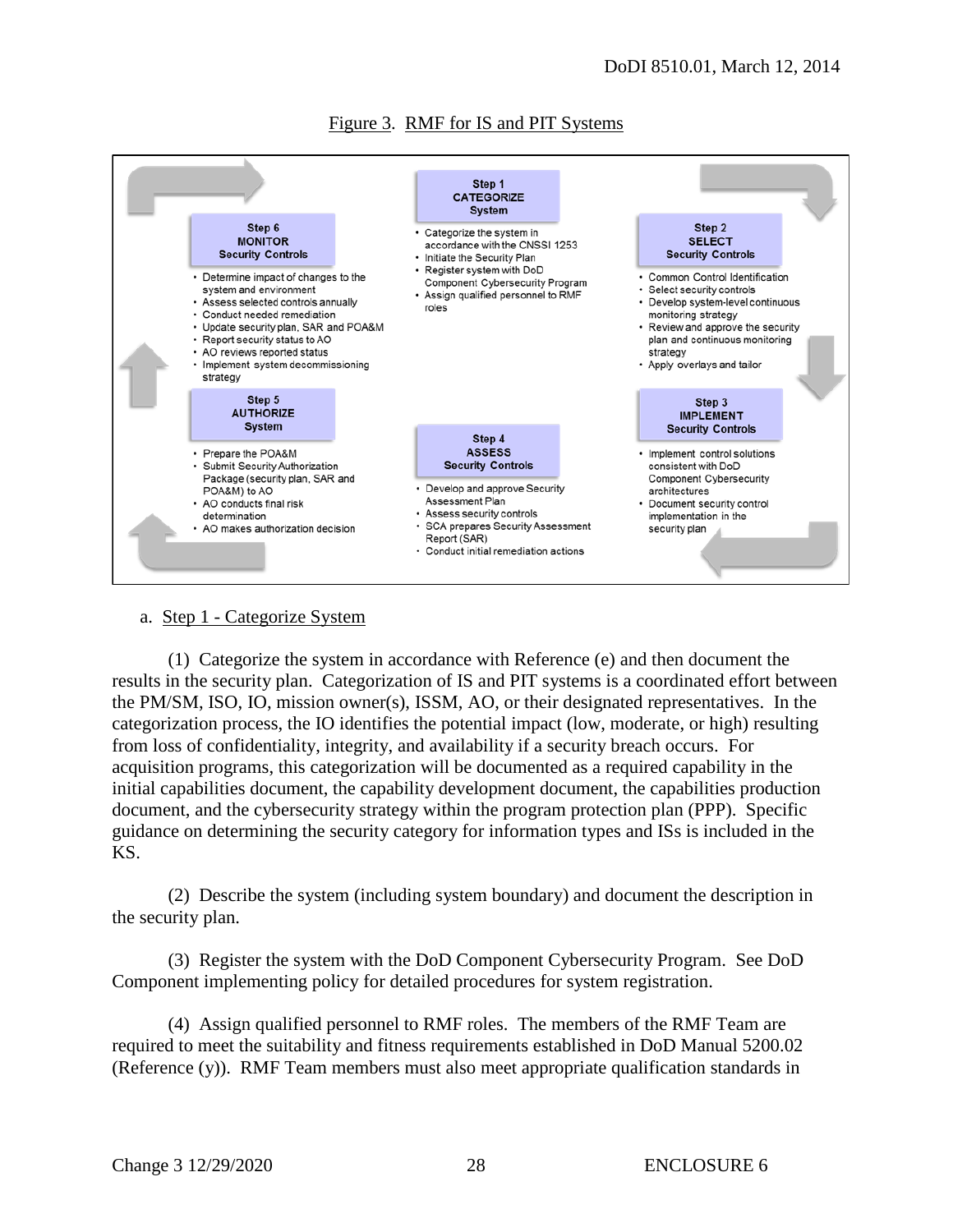Figure 3. RMF for IS and PIT Systems

**Step 1 CATEGORIZE System**

- Categorize the system in accordance with the CNSSI 1253
- Initiate the Security Plan
- Register system with DoD Component Cybersecurity Program
- Assign qualified personnel to RMF roles

**Step 2 SELECT Security Controls**

- Common Control Identification
- Select security controls
- Develop system-level continuous monitoring strategy
- Review and approve the security plan and continuous monitoring strategy
- Apply overlays and tailor

**Step 3 IMPLEMENT Security Controls**

- Implement control solutions consistent with DoD Component Cybersecurity architectures
- Document security control implementation in the security plan

**Step 4 ASSESS Security Controls**

- Develop and approve Security Assessment Plan
- Assess security controls
- SCA prepares Security Assessment Report (SAR)
- Conduct initial remediation actions

**Step 5 AUTHORIZE System**

- Prepare the POA&M
- Submit Security Authorization Package (security plan, SAR and POA&M) to AO
- AO conducts final risk determination
- AO makes authorization decision

**Step 6 MONITOR Security Controls**

- Determine impact of changes to the system and environment
- Assess selected controls annually
- Conduct needed remediation
- Update security plan, SAR and POA&M
- Report security status to AO
- AO reviews reported status
- Implement system decommissioning strategy

a. Step 1 - Categorize System

(1) Categorize the system in accordance with Reference (e) and then document the results in the security plan. Categorization of IS and PIT systems is a coordinated effort between the PM/SM, ISO, IO, mission owner(s), ISSM, AO, or their designated representatives. In the categorization process, the IO identifies the potential impact (low, moderate, or high) resulting from loss of confidentiality, integrity, and availability if a security breach occurs. For acquisition programs, this categorization will be documented as a required capability in the initial capabilities document, the capability development document, the capabilities production document, and the cybersecurity strategy within the program protection plan (PPP). Specific guidance on determining the security category for information types and ISs is included in the KS.

(2) Describe the system (including system boundary) and document the description in the security plan.

(3) Register the system with the DoD Component Cybersecurity Program. See DoD Component implementing policy for detailed procedures for system registration.

(4) Assign qualified personnel to RMF roles. The members of the RMF Team are required to meet the suitability and fitness requirements established in DoD Manual 5200.02 (Reference (y)). RMF Team members must also meet appropriate qualification standards in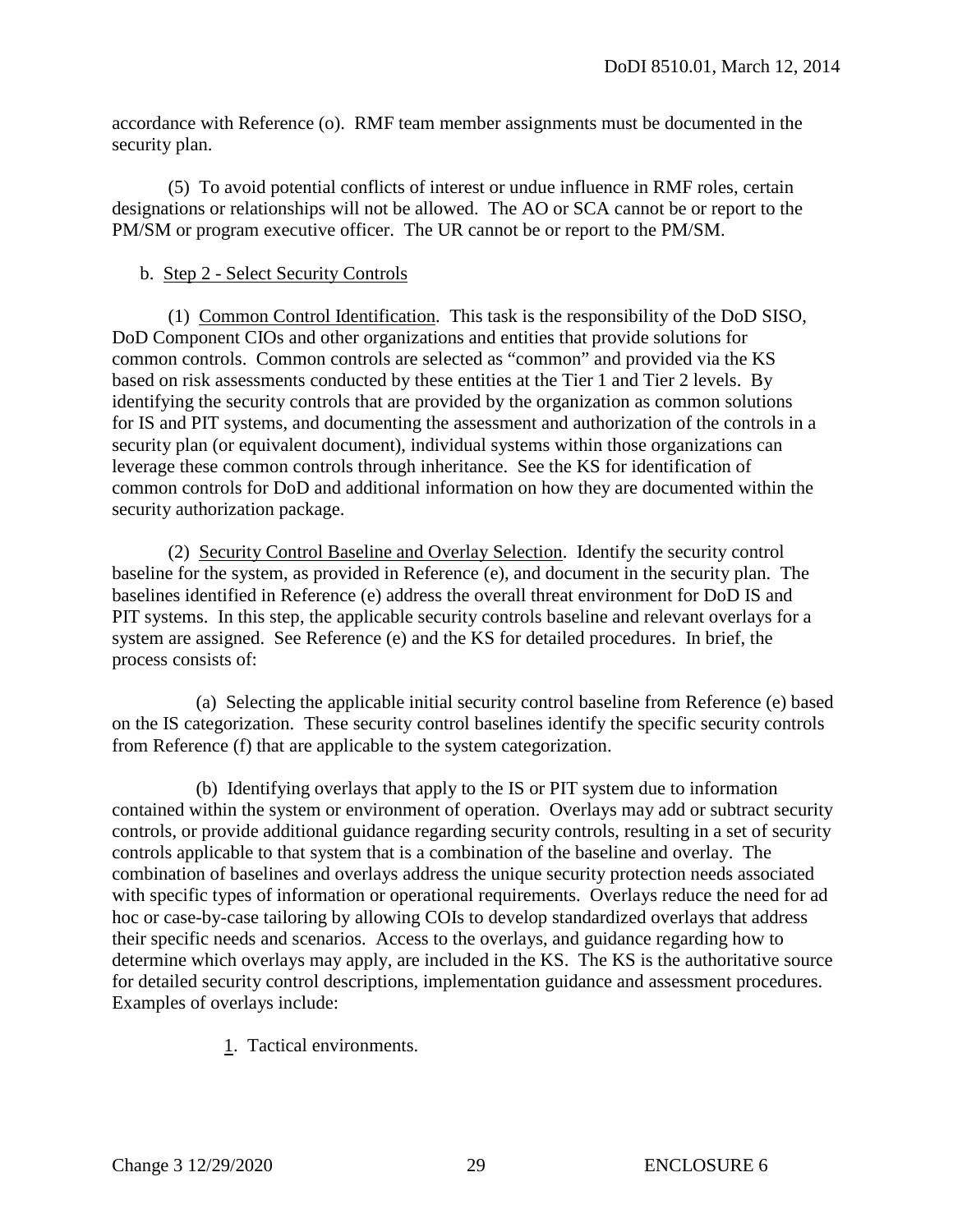accordance with Reference (o). RMF team member assignments must be documented in the security plan.

(5) To avoid potential conflicts of interest or undue influence in RMF roles, certain designations or relationships will not be allowed. The AO or SCA cannot be or report to the PM/SM or program executive officer. The UR cannot be or report to the PM/SM.

b. Step 2 - Select Security Controls

(1) Common Control Identification. This task is the responsibility of the DoD SISO, DoD Component CIOs and other organizations and entities that provide solutions for common controls. Common controls are selected as "common" and provided via the KS based on risk assessments conducted by these entities at the Tier 1 and Tier 2 levels. By identifying the security controls that are provided by the organization as common solutions for IS and PIT systems, and documenting the assessment and authorization of the controls in a security plan (or equivalent document), individual systems within those organizations can leverage these common controls through inheritance. See the KS for identification of common controls for DoD and additional information on how they are documented within the security authorization package.

(2) Security Control Baseline and Overlay Selection. Identify the security control baseline for the system, as provided in Reference (e), and document in the security plan. The baselines identified in Reference (e) address the overall threat environment for DoD IS and PIT systems. In this step, the applicable security controls baseline and relevant overlays for a system are assigned. See Reference (e) and the KS for detailed procedures. In brief, the process consists of:

(a) Selecting the applicable initial security control baseline from Reference (e) based on the IS categorization. These security control baselines identify the specific security controls from Reference (f) that are applicable to the system categorization.

(b) Identifying overlays that apply to the IS or PIT system due to information contained within the system or environment of operation. Overlays may add or subtract security controls, or provide additional guidance regarding security controls, resulting in a set of security controls applicable to that system that is a combination of the baseline and overlay. The combination of baselines and overlays address the unique security protection needs associated with specific types of information or operational requirements. Overlays reduce the need for ad hoc or case-by-case tailoring by allowing COIs to develop standardized overlays that address their specific needs and scenarios. Access to the overlays, and guidance regarding how to determine which overlays may apply, are included in the KS. The KS is the authoritative source for detailed security control descriptions, implementation guidance and assessment procedures. Examples of overlays include:

1. Tactical environments.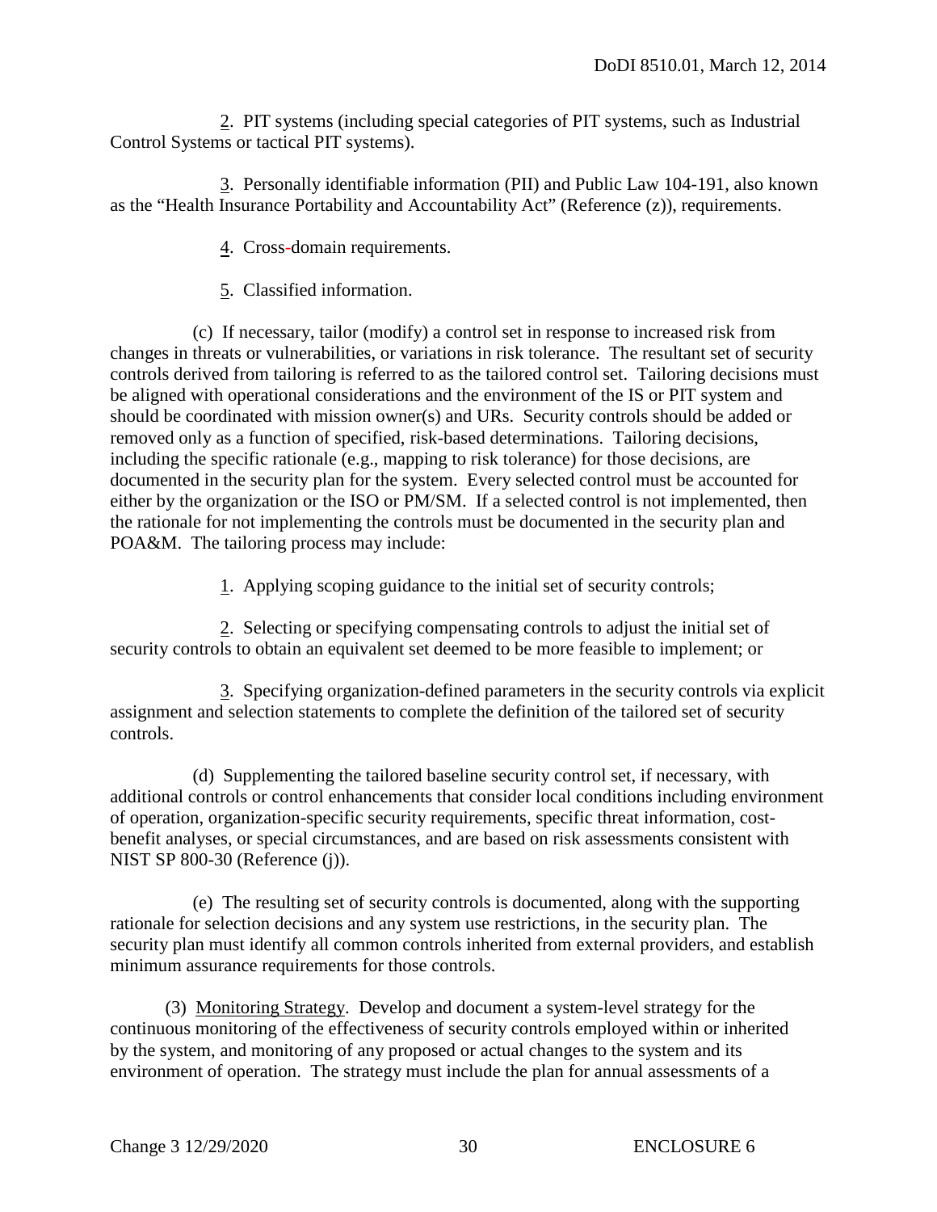2. PIT systems (including special categories of PIT systems, such as Industrial Control Systems or tactical PIT systems).

3. Personally identifiable information (PII) and Public Law 104-191, also known as the "Health Insurance Portability and Accountability Act" (Reference (z)), requirements.

4. Cross-domain requirements.

5. Classified information.

(c) If necessary, tailor (modify) a control set in response to increased risk from changes in threats or vulnerabilities, or variations in risk tolerance. The resultant set of security controls derived from tailoring is referred to as the tailored control set. Tailoring decisions must be aligned with operational considerations and the environment of the IS or PIT system and should be coordinated with mission owner(s) and URs. Security controls should be added or removed only as a function of specified, risk-based determinations. Tailoring decisions, including the specific rationale (e.g., mapping to risk tolerance) for those decisions, are documented in the security plan for the system. Every selected control must be accounted for either by the organization or the ISO or PM/SM. If a selected control is not implemented, then the rationale for not implementing the controls must be documented in the security plan and POA&M. The tailoring process may include:

1. Applying scoping guidance to the initial set of security controls;

2. Selecting or specifying compensating controls to adjust the initial set of security controls to obtain an equivalent set deemed to be more feasible to implement; or

3. Specifying organization-defined parameters in the security controls via explicit assignment and selection statements to complete the definition of the tailored set of security controls.

(d) Supplementing the tailored baseline security control set, if necessary, with additional controls or control enhancements that consider local conditions including environment of operation, organization-specific security requirements, specific threat information, cost-benefit analyses, or special circumstances, and are based on risk assessments consistent with NIST SP 800-30 (Reference (j)).

(e) The resulting set of security controls is documented, along with the supporting rationale for selection decisions and any system use restrictions, in the security plan. The security plan must identify all common controls inherited from external providers, and establish minimum assurance requirements for those controls.

(3) Monitoring Strategy. Develop and document a system-level strategy for the continuous monitoring of the effectiveness of security controls employed within or inherited by the system, and monitoring of any proposed or actual changes to the system and its environment of operation. The strategy must include the plan for annual assessments of a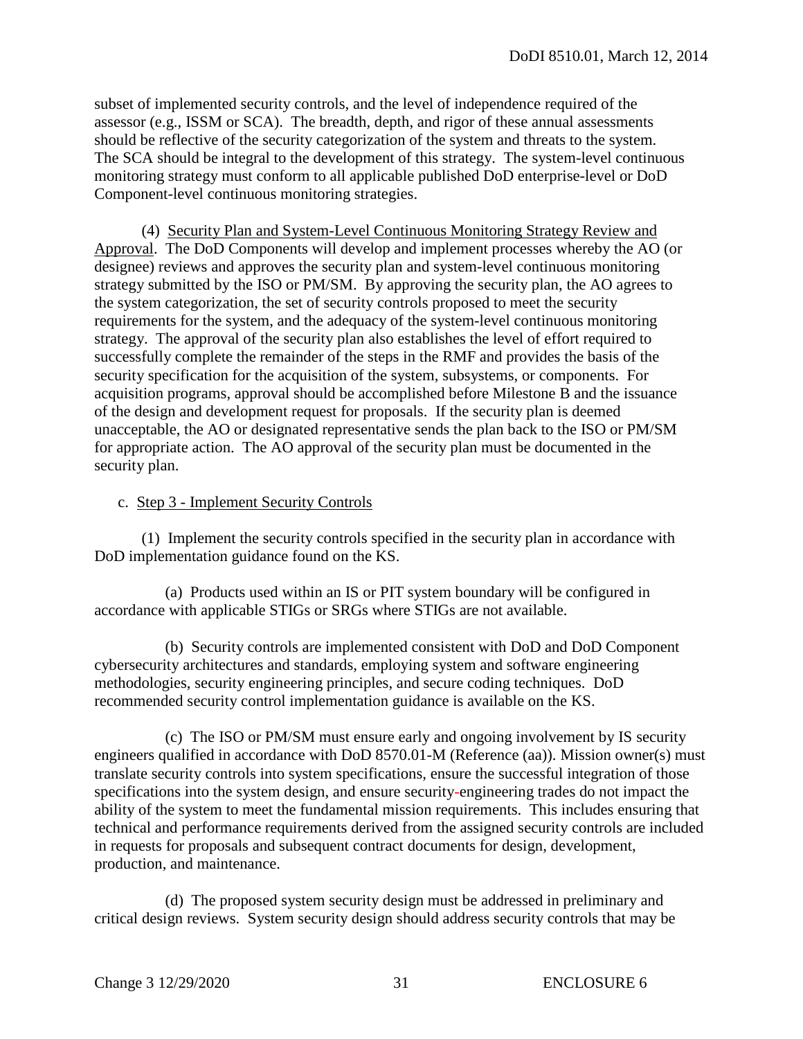subset of implemented security controls, and the level of independence required of the assessor (e.g., ISSM or SCA). The breadth, depth, and rigor of these annual assessments should be reflective of the security categorization of the system and threats to the system. The SCA should be integral to the development of this strategy. The system-level continuous monitoring strategy must conform to all applicable published DoD enterprise-level or DoD Component-level continuous monitoring strategies.

(4) Security Plan and System-Level Continuous Monitoring Strategy Review and Approval. The DoD Components will develop and implement processes whereby the AO (or designee) reviews and approves the security plan and system-level continuous monitoring strategy submitted by the ISO or PM/SM. By approving the security plan, the AO agrees to the system categorization, the set of security controls proposed to meet the security requirements for the system, and the adequacy of the system-level continuous monitoring strategy. The approval of the security plan also establishes the level of effort required to successfully complete the remainder of the steps in the RMF and provides the basis of the security specification for the acquisition of the system, subsystems, or components. For acquisition programs, approval should be accomplished before Milestone B and the issuance of the design and development request for proposals. If the security plan is deemed unacceptable, the AO or designated representative sends the plan back to the ISO or PM/SM for appropriate action. The AO approval of the security plan must be documented in the security plan.

c. Step 3 - Implement Security Controls

(1) Implement the security controls specified in the security plan in accordance with DoD implementation guidance found on the KS.

(a) Products used within an IS or PIT system boundary will be configured in accordance with applicable STIGs or SRGs where STIGs are not available.

(b) Security controls are implemented consistent with DoD and DoD Component cybersecurity architectures and standards, employing system and software engineering methodologies, security engineering principles, and secure coding techniques. DoD recommended security control implementation guidance is available on the KS.

(c) The ISO or PM/SM must ensure early and ongoing involvement by IS security engineers qualified in accordance with DoD 8570.01-M (Reference (aa)). Mission owner(s) must translate security controls into system specifications, ensure the successful integration of those specifications into the system design, and ensure security-engineering trades do not impact the ability of the system to meet the fundamental mission requirements. This includes ensuring that technical and performance requirements derived from the assigned security controls are included in requests for proposals and subsequent contract documents for design, development, production, and maintenance.

(d) The proposed system security design must be addressed in preliminary and critical design reviews. System security design should address security controls that may be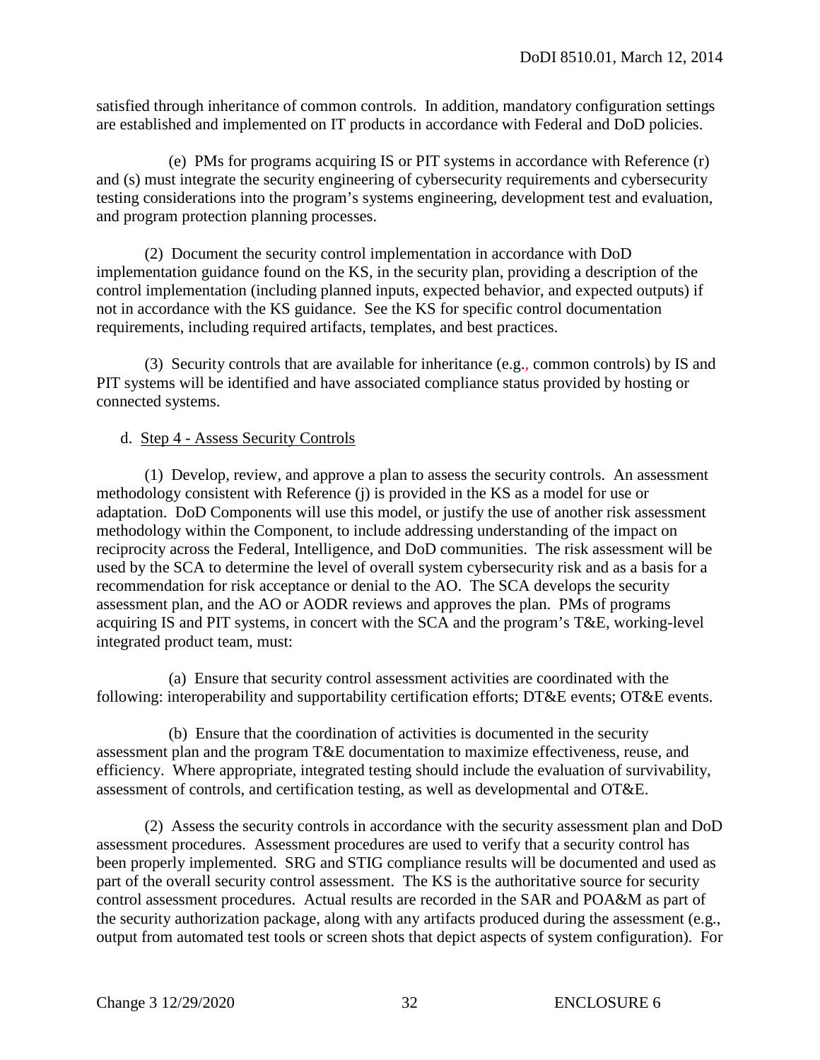satisfied through inheritance of common controls. In addition, mandatory configuration settings are established and implemented on IT products in accordance with Federal and DoD policies.

(e) PMs for programs acquiring IS or PIT systems in accordance with Reference (r) and (s) must integrate the security engineering of cybersecurity requirements and cybersecurity testing considerations into the program's systems engineering, development test and evaluation, and program protection planning processes.

(2) Document the security control implementation in accordance with DoD implementation guidance found on the KS, in the security plan, providing a description of the control implementation (including planned inputs, expected behavior, and expected outputs) if not in accordance with the KS guidance. See the KS for specific control documentation requirements, including required artifacts, templates, and best practices.

(3) Security controls that are available for inheritance (e.g., common controls) by IS and PIT systems will be identified and have associated compliance status provided by hosting or connected systems.

d. Step 4 - Assess Security Controls

(1) Develop, review, and approve a plan to assess the security controls. An assessment methodology consistent with Reference (j) is provided in the KS as a model for use or adaptation. DoD Components will use this model, or justify the use of another risk assessment methodology within the Component, to include addressing understanding of the impact on reciprocity across the Federal, Intelligence, and DoD communities. The risk assessment will be used by the SCA to determine the level of overall system cybersecurity risk and as a basis for a recommendation for risk acceptance or denial to the AO. The SCA develops the security assessment plan, and the AO or AODR reviews and approves the plan. PMs of programs acquiring IS and PIT systems, in concert with the SCA and the program's T&E, working-level integrated product team, must:

(a) Ensure that security control assessment activities are coordinated with the following: interoperability and supportability certification efforts; DT&E events; OT&E events.

(b) Ensure that the coordination of activities is documented in the security assessment plan and the program T&E documentation to maximize effectiveness, reuse, and efficiency. Where appropriate, integrated testing should include the evaluation of survivability, assessment of controls, and certification testing, as well as developmental and OT&E.

(2) Assess the security controls in accordance with the security assessment plan and DoD assessment procedures. Assessment procedures are used to verify that a security control has been properly implemented. SRG and STIG compliance results will be documented and used as part of the overall security control assessment. The KS is the authoritative source for security control assessment procedures. Actual results are recorded in the SAR and POA&M as part of the security authorization package, along with any artifacts produced during the assessment (e.g., output from automated test tools or screen shots that depict aspects of system configuration). For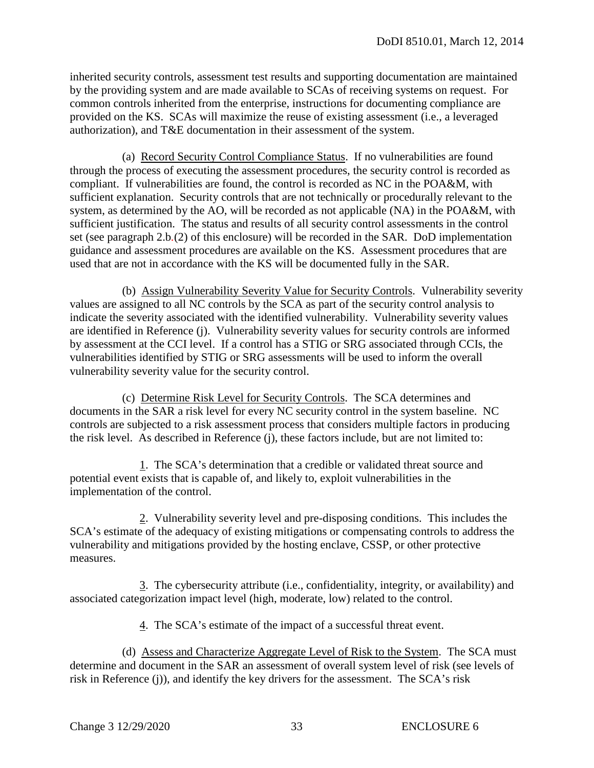inherited security controls, assessment test results and supporting documentation are maintained by the providing system and are made available to SCAs of receiving systems on request. For common controls inherited from the enterprise, instructions for documenting compliance are provided on the KS. SCAs will maximize the reuse of existing assessment (i.e., a leveraged authorization), and T&E documentation in their assessment of the system.

(a) Record Security Control Compliance Status. If no vulnerabilities are found through the process of executing the assessment procedures, the security control is recorded as compliant. If vulnerabilities are found, the control is recorded as NC in the POA&M, with sufficient explanation. Security controls that are not technically or procedurally relevant to the system, as determined by the AO, will be recorded as not applicable (NA) in the POA&M, with sufficient justification. The status and results of all security control assessments in the control set (see paragraph 2.b.(2) of this enclosure) will be recorded in the SAR. DoD implementation guidance and assessment procedures are available on the KS. Assessment procedures that are used that are not in accordance with the KS will be documented fully in the SAR.

(b) Assign Vulnerability Severity Value for Security Controls. Vulnerability severity values are assigned to all NC controls by the SCA as part of the security control analysis to indicate the severity associated with the identified vulnerability. Vulnerability severity values are identified in Reference (j). Vulnerability severity values for security controls are informed by assessment at the CCI level. If a control has a STIG or SRG associated through CCIs, the vulnerabilities identified by STIG or SRG assessments will be used to inform the overall vulnerability severity value for the security control.

(c) Determine Risk Level for Security Controls. The SCA determines and documents in the SAR a risk level for every NC security control in the system baseline. NC controls are subjected to a risk assessment process that considers multiple factors in producing the risk level. As described in Reference (j), these factors include, but are not limited to:

1. The SCA's determination that a credible or validated threat source and potential event exists that is capable of, and likely to, exploit vulnerabilities in the implementation of the control.

2. Vulnerability severity level and pre-disposing conditions. This includes the SCA's estimate of the adequacy of existing mitigations or compensating controls to address the vulnerability and mitigations provided by the hosting enclave, CSSP, or other protective measures.

3. The cybersecurity attribute (i.e., confidentiality, integrity, or availability) and associated categorization impact level (high, moderate, low) related to the control.

4. The SCA's estimate of the impact of a successful threat event.

(d) Assess and Characterize Aggregate Level of Risk to the System. The SCA must determine and document in the SAR an assessment of overall system level of risk (see levels of risk in Reference (j)), and identify the key drivers for the assessment. The SCA's risk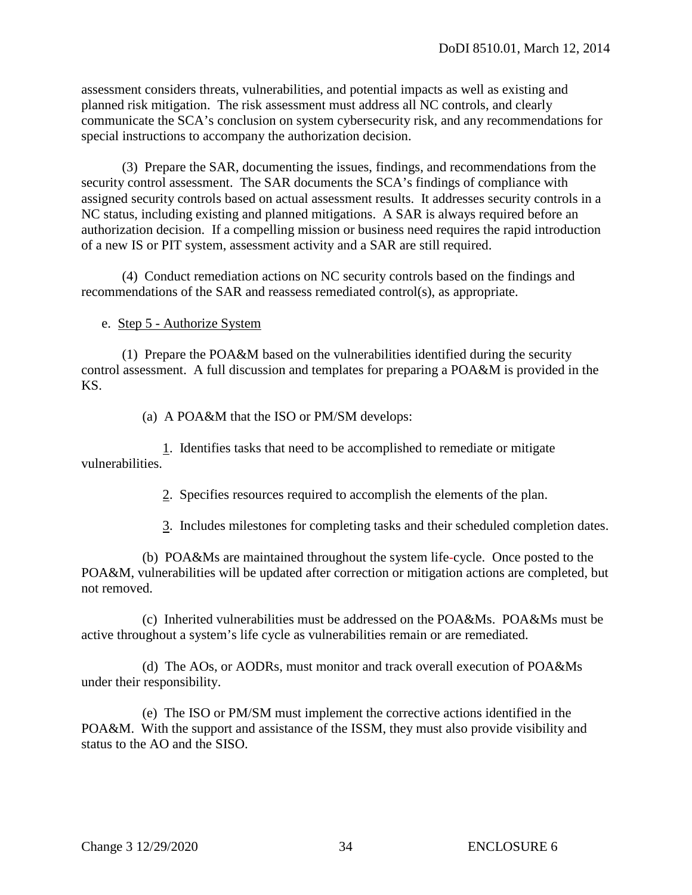assessment considers threats, vulnerabilities, and potential impacts as well as existing and planned risk mitigation. The risk assessment must address all NC controls, and clearly communicate the SCA's conclusion on system cybersecurity risk, and any recommendations for special instructions to accompany the authorization decision.

(3) Prepare the SAR, documenting the issues, findings, and recommendations from the security control assessment. The SAR documents the SCA's findings of compliance with assigned security controls based on actual assessment results. It addresses security controls in a NC status, including existing and planned mitigations. A SAR is always required before an authorization decision. If a compelling mission or business need requires the rapid introduction of a new IS or PIT system, assessment activity and a SAR are still required.

(4) Conduct remediation actions on NC security controls based on the findings and recommendations of the SAR and reassess remediated control(s), as appropriate.

e. Step 5 - Authorize System

(1) Prepare the POA&M based on the vulnerabilities identified during the security control assessment. A full discussion and templates for preparing a POA&M is provided in the KS.

(a) A POA&M that the ISO or PM/SM develops:

1. Identifies tasks that need to be accomplished to remediate or mitigate vulnerabilities.

2. Specifies resources required to accomplish the elements of the plan.

3. Includes milestones for completing tasks and their scheduled completion dates.

(b) POA&Ms are maintained throughout the system life-cycle. Once posted to the POA&M, vulnerabilities will be updated after correction or mitigation actions are completed, but not removed.

(c) Inherited vulnerabilities must be addressed on the POA&Ms. POA&Ms must be active throughout a system's life cycle as vulnerabilities remain or are remediated.

(d) The AOs, or AODRs, must monitor and track overall execution of POA&Ms under their responsibility.

(e) The ISO or PM/SM must implement the corrective actions identified in the POA&M. With the support and assistance of the ISSM, they must also provide visibility and status to the AO and the SISO.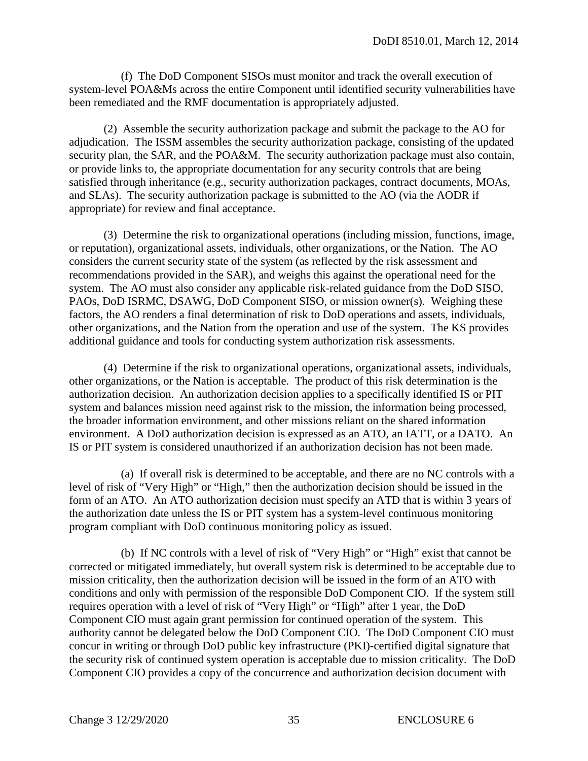(f) The DoD Component SISOs must monitor and track the overall execution of system-level POA&Ms across the entire Component until identified security vulnerabilities have been remediated and the RMF documentation is appropriately adjusted.

(2) Assemble the security authorization package and submit the package to the AO for adjudication. The ISSM assembles the security authorization package, consisting of the updated security plan, the SAR, and the POA&M. The security authorization package must also contain, or provide links to, the appropriate documentation for any security controls that are being satisfied through inheritance (e.g., security authorization packages, contract documents, MOAs, and SLAs). The security authorization package is submitted to the AO (via the AODR if appropriate) for review and final acceptance.

(3) Determine the risk to organizational operations (including mission, functions, image, or reputation), organizational assets, individuals, other organizations, or the Nation. The AO considers the current security state of the system (as reflected by the risk assessment and recommendations provided in the SAR), and weighs this against the operational need for the system. The AO must also consider any applicable risk-related guidance from the DoD SISO, PAOs, DoD ISRMC, DSAWG, DoD Component SISO, or mission owner(s). Weighing these factors, the AO renders a final determination of risk to DoD operations and assets, individuals, other organizations, and the Nation from the operation and use of the system. The KS provides additional guidance and tools for conducting system authorization risk assessments.

(4) Determine if the risk to organizational operations, organizational assets, individuals, other organizations, or the Nation is acceptable. The product of this risk determination is the authorization decision. An authorization decision applies to a specifically identified IS or PIT system and balances mission need against risk to the mission, the information being processed, the broader information environment, and other missions reliant on the shared information environment. A DoD authorization decision is expressed as an ATO, an IATT, or a DATO. An IS or PIT system is considered unauthorized if an authorization decision has not been made.

(a) If overall risk is determined to be acceptable, and there are no NC controls with a level of risk of "Very High" or "High," then the authorization decision should be issued in the form of an ATO. An ATO authorization decision must specify an ATD that is within 3 years of the authorization date unless the IS or PIT system has a system-level continuous monitoring program compliant with DoD continuous monitoring policy as issued.

(b) If NC controls with a level of risk of "Very High" or "High" exist that cannot be corrected or mitigated immediately, but overall system risk is determined to be acceptable due to mission criticality, then the authorization decision will be issued in the form of an ATO with conditions and only with permission of the responsible DoD Component CIO. If the system still requires operation with a level of risk of "Very High" or "High" after 1 year, the DoD Component CIO must again grant permission for continued operation of the system. This authority cannot be delegated below the DoD Component CIO. The DoD Component CIO must concur in writing or through DoD public key infrastructure (PKI)-certified digital signature that the security risk of continued system operation is acceptable due to mission criticality. The DoD Component CIO provides a copy of the concurrence and authorization decision document with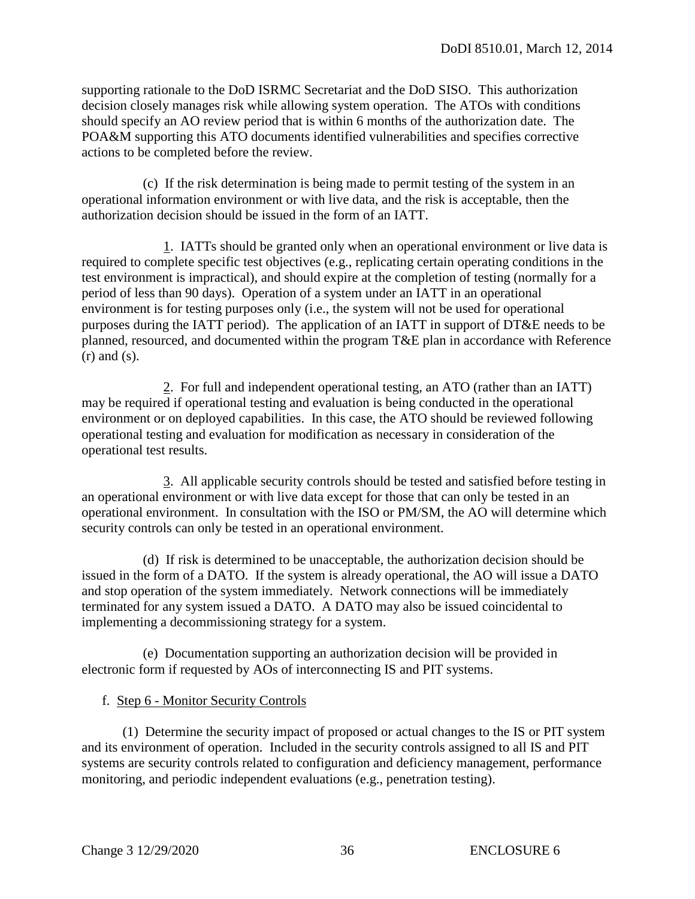supporting rationale to the DoD ISRMC Secretariat and the DoD SISO. This authorization decision closely manages risk while allowing system operation. The ATOs with conditions should specify an AO review period that is within 6 months of the authorization date. The POA&M supporting this ATO documents identified vulnerabilities and specifies corrective actions to be completed before the review.

(c) If the risk determination is being made to permit testing of the system in an operational information environment or with live data, and the risk is acceptable, then the authorization decision should be issued in the form of an IATT.

1. IATTs should be granted only when an operational environment or live data is required to complete specific test objectives (e.g., replicating certain operating conditions in the test environment is impractical), and should expire at the completion of testing (normally for a period of less than 90 days). Operation of a system under an IATT in an operational environment is for testing purposes only (i.e., the system will not be used for operational purposes during the IATT period). The application of an IATT in support of DT&E needs to be planned, resourced, and documented within the program T&E plan in accordance with Reference (r) and (s).

2. For full and independent operational testing, an ATO (rather than an IATT) may be required if operational testing and evaluation is being conducted in the operational environment or on deployed capabilities. In this case, the ATO should be reviewed following operational testing and evaluation for modification as necessary in consideration of the operational test results.

3. All applicable security controls should be tested and satisfied before testing in an operational environment or with live data except for those that can only be tested in an operational environment. In consultation with the ISO or PM/SM, the AO will determine which security controls can only be tested in an operational environment.

(d) If risk is determined to be unacceptable, the authorization decision should be issued in the form of a DATO. If the system is already operational, the AO will issue a DATO and stop operation of the system immediately. Network connections will be immediately terminated for any system issued a DATO. A DATO may also be issued coincidental to implementing a decommissioning strategy for a system.

(e) Documentation supporting an authorization decision will be provided in electronic form if requested by AOs of interconnecting IS and PIT systems.

f. Step 6 - Monitor Security Controls

(1) Determine the security impact of proposed or actual changes to the IS or PIT system and its environment of operation. Included in the security controls assigned to all IS and PIT systems are security controls related to configuration and deficiency management, performance monitoring, and periodic independent evaluations (e.g., penetration testing).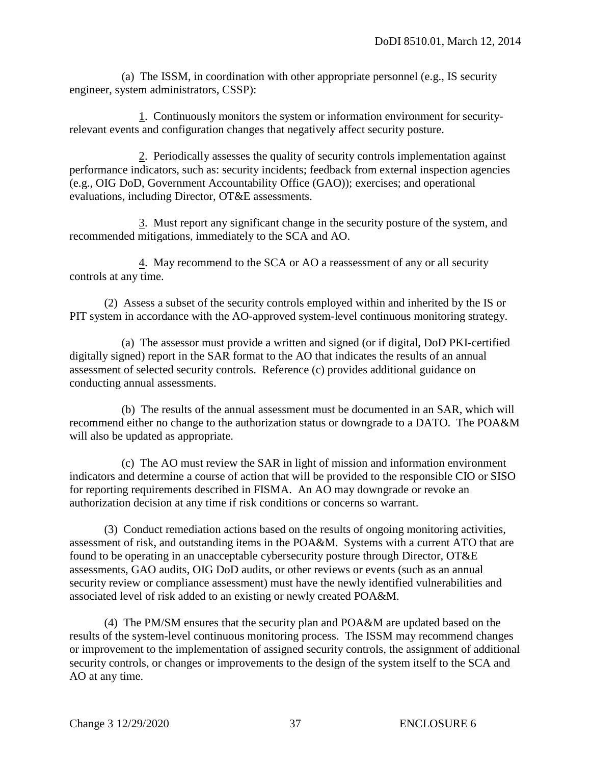(a) The ISSM, in coordination with other appropriate personnel (e.g., IS security engineer, system administrators, CSSP):

1. Continuously monitors the system or information environment for security-relevant events and configuration changes that negatively affect security posture.

2. Periodically assesses the quality of security controls implementation against performance indicators, such as: security incidents; feedback from external inspection agencies (e.g., OIG DoD, Government Accountability Office (GAO)); exercises; and operational evaluations, including Director, OT&E assessments.

3. Must report any significant change in the security posture of the system, and recommended mitigations, immediately to the SCA and AO.

4. May recommend to the SCA or AO a reassessment of any or all security controls at any time.

(2) Assess a subset of the security controls employed within and inherited by the IS or PIT system in accordance with the AO-approved system-level continuous monitoring strategy.

(a) The assessor must provide a written and signed (or if digital, DoD PKI-certified digitally signed) report in the SAR format to the AO that indicates the results of an annual assessment of selected security controls. Reference (c) provides additional guidance on conducting annual assessments.

(b) The results of the annual assessment must be documented in an SAR, which will recommend either no change to the authorization status or downgrade to a DATO. The POA&M will also be updated as appropriate.

(c) The AO must review the SAR in light of mission and information environment indicators and determine a course of action that will be provided to the responsible CIO or SISO for reporting requirements described in FISMA. An AO may downgrade or revoke an authorization decision at any time if risk conditions or concerns so warrant.

(3) Conduct remediation actions based on the results of ongoing monitoring activities, assessment of risk, and outstanding items in the POA&M. Systems with a current ATO that are found to be operating in an unacceptable cybersecurity posture through Director, OT&E assessments, GAO audits, OIG DoD audits, or other reviews or events (such as an annual security review or compliance assessment) must have the newly identified vulnerabilities and associated level of risk added to an existing or newly created POA&M.

(4) The PM/SM ensures that the security plan and POA&M are updated based on the results of the system-level continuous monitoring process. The ISSM may recommend changes or improvement to the implementation of assigned security controls, the assignment of additional security controls, or changes or improvements to the design of the system itself to the SCA and AO at any time.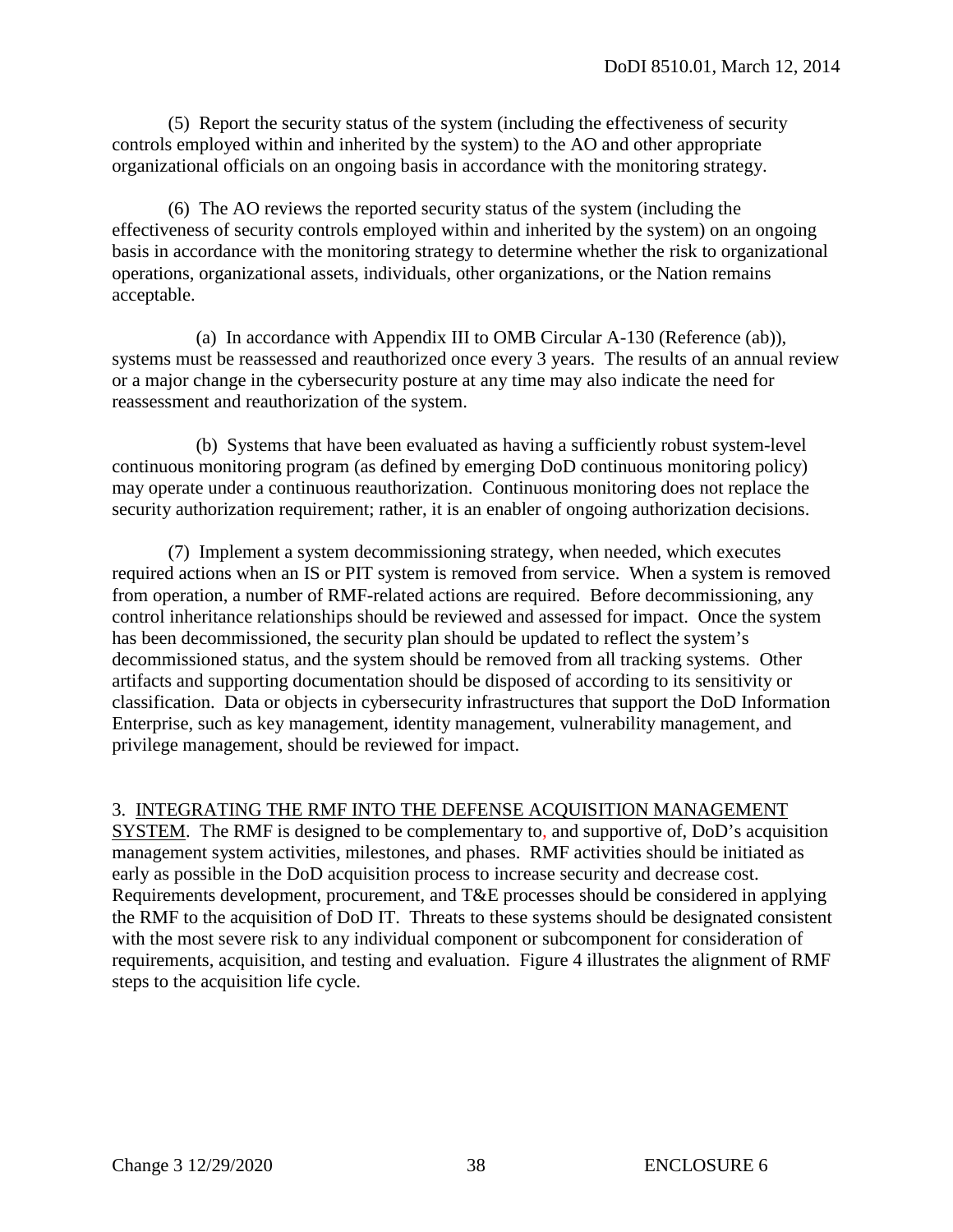(5) Report the security status of the system (including the effectiveness of security controls employed within and inherited by the system) to the AO and other appropriate organizational officials on an ongoing basis in accordance with the monitoring strategy.

(6) The AO reviews the reported security status of the system (including the effectiveness of security controls employed within and inherited by the system) on an ongoing basis in accordance with the monitoring strategy to determine whether the risk to organizational operations, organizational assets, individuals, other organizations, or the Nation remains acceptable.

(a) In accordance with Appendix III to OMB Circular A-130 (Reference (ab)), systems must be reassessed and reauthorized once every 3 years. The results of an annual review or a major change in the cybersecurity posture at any time may also indicate the need for reassessment and reauthorization of the system.

(b) Systems that have been evaluated as having a sufficiently robust system-level continuous monitoring program (as defined by emerging DoD continuous monitoring policy) may operate under a continuous reauthorization. Continuous monitoring does not replace the security authorization requirement; rather, it is an enabler of ongoing authorization decisions.

(7) Implement a system decommissioning strategy, when needed, which executes required actions when an IS or PIT system is removed from service. When a system is removed from operation, a number of RMF-related actions are required. Before decommissioning, any control inheritance relationships should be reviewed and assessed for impact. Once the system has been decommissioned, the security plan should be updated to reflect the system's decommissioned status, and the system should be removed from all tracking systems. Other artifacts and supporting documentation should be disposed of according to its sensitivity or classification. Data or objects in cybersecurity infrastructures that support the DoD Information Enterprise, such as key management, identity management, vulnerability management, and privilege management, should be reviewed for impact.

3. INTEGRATING THE RMF INTO THE DEFENSE ACQUISITION MANAGEMENT SYSTEM. The RMF is designed to be complementary to, and supportive of, DoD's acquisition management system activities, milestones, and phases. RMF activities should be initiated as early as possible in the DoD acquisition process to increase security and decrease cost. Requirements development, procurement, and T&E processes should be considered in applying the RMF to the acquisition of DoD IT. Threats to these systems should be designated consistent with the most severe risk to any individual component or subcomponent for consideration of requirements, acquisition, and testing and evaluation. Figure 4 illustrates the alignment of RMF steps to the acquisition life cycle.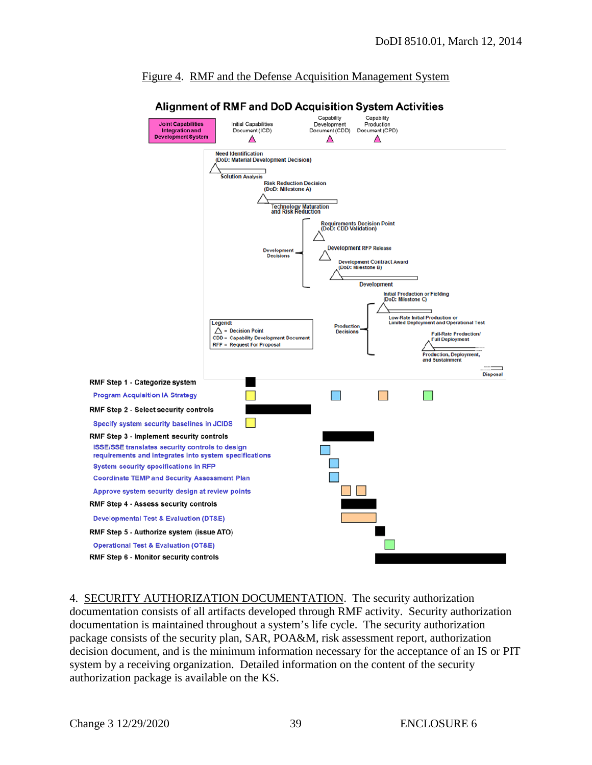Figure 4. RMF and the Defense Acquisition Management System

**Alignment of RMF and DoD Acquisition System Activities**

Joint Capabilities Integration and Development System

Initial Capabilities Document (ICD)

Capability Development Document (CDD)

Capability Production Document (CPD)

Need Identification (DoD: Material Development Decision)

Solution Analysis

Risk Reduction Decision (DoD: Milestone A)

Technology Maturation and Risk Reduction

Development Decisions

Requirements Decision Point (DoD: CDD Validation)

Development RFP Release

Development Contract Award (DoD: Milestone B)

Development

Initial Production or Fielding (DoD: Milestone C)

Production Decisions

Low-Rate Initial Production or Limited Deployment and Operational Test

Full-Rate Production/ Full Deployment

Production, Deployment, and Sustainment

Disposal

Legend:
△ = Decision Point
CDD = Capability Development Document
RFP = Request For Proposal

RMF Step 1 - Categorize system

Program Acquisition IA Strategy

RMF Step 2 - Select security controls

Specify system security baselines in JCIDS

RMF Step 3 - Implement security controls

ISSE/SSE translates security controls to design requirements and integrates into system specifications

System security specifications in RFP

Coordinate TEMP and Security Assessment Plan

Approve system security design at review points

RMF Step 4 - Assess security controls

Developmental Test & Evaluation (DT&E)

RMF Step 5 - Authorize system (issue ATO)

Operational Test & Evaluation (OT&E)

RMF Step 6 - Monitor security controls

4. SECURITY AUTHORIZATION DOCUMENTATION. The security authorization documentation consists of all artifacts developed through RMF activity. Security authorization documentation is maintained throughout a system's life cycle. The security authorization package consists of the security plan, SAR, POA&M, risk assessment report, authorization decision document, and is the minimum information necessary for the acceptance of an IS or PIT system by a receiving organization. Detailed information on the content of the security authorization package is available on the KS.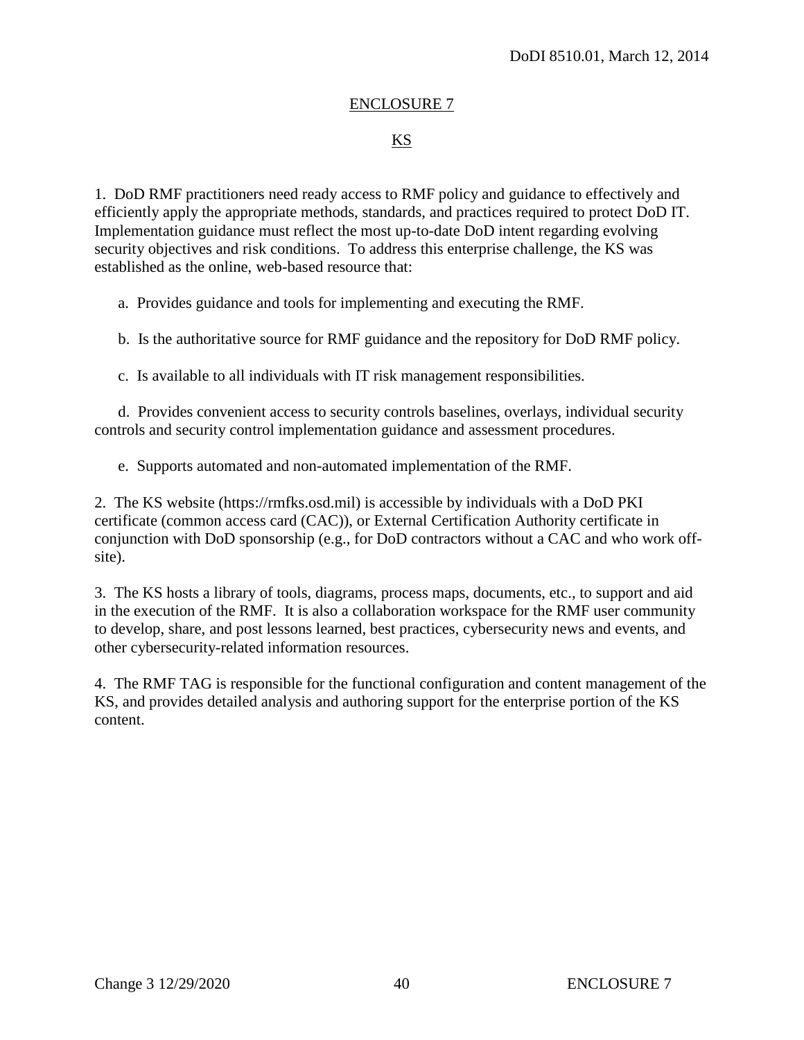# ENCLOSURE 7

## KS

1. DoD RMF practitioners need ready access to RMF policy and guidance to effectively and efficiently apply the appropriate methods, standards, and practices required to protect DoD IT. Implementation guidance must reflect the most up-to-date DoD intent regarding evolving security objectives and risk conditions. To address this enterprise challenge, the KS was established as the online, web-based resource that:

   a. Provides guidance and tools for implementing and executing the RMF.

   b. Is the authoritative source for RMF guidance and the repository for DoD RMF policy.

   c. Is available to all individuals with IT risk management responsibilities.

   d. Provides convenient access to security controls baselines, overlays, individual security controls and security control implementation guidance and assessment procedures.

   e. Supports automated and non-automated implementation of the RMF.

2. The KS website (https://rmfks.osd.mil) is accessible by individuals with a DoD PKI certificate (common access card (CAC)), or External Certification Authority certificate in conjunction with DoD sponsorship (e.g., for DoD contractors without a CAC and who work off-site).

3. The KS hosts a library of tools, diagrams, process maps, documents, etc., to support and aid in the execution of the RMF. It is also a collaboration workspace for the RMF user community to develop, share, and post lessons learned, best practices, cybersecurity news and events, and other cybersecurity-related information resources.

4. The RMF TAG is responsible for the functional configuration and content management of the KS, and provides detailed analysis and authoring support for the enterprise portion of the KS content.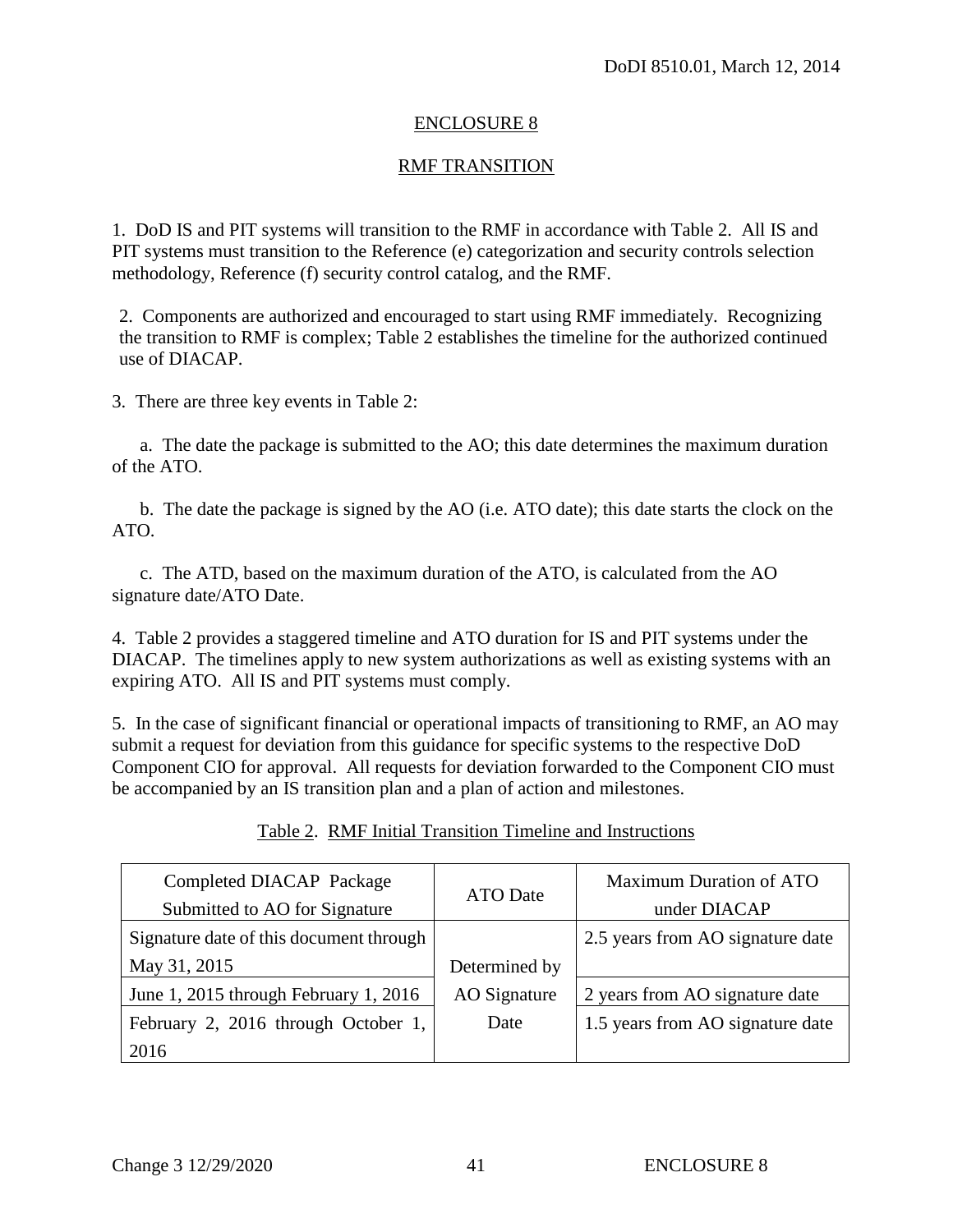## ENCLOSURE 8

## RMF TRANSITION

1. DoD IS and PIT systems will transition to the RMF in accordance with Table 2. All IS and PIT systems must transition to the Reference (e) categorization and security controls selection methodology, Reference (f) security control catalog, and the RMF.

2. Components are authorized and encouraged to start using RMF immediately. Recognizing the transition to RMF is complex; Table 2 establishes the timeline for the authorized continued use of DIACAP.

3. There are three key events in Table 2:

a. The date the package is submitted to the AO; this date determines the maximum duration of the ATO.

b. The date the package is signed by the AO (i.e. ATO date); this date starts the clock on the ATO.

c. The ATD, based on the maximum duration of the ATO, is calculated from the AO signature date/ATO Date.

4. Table 2 provides a staggered timeline and ATO duration for IS and PIT systems under the DIACAP. The timelines apply to new system authorizations as well as existing systems with an expiring ATO. All IS and PIT systems must comply.

5. In the case of significant financial or operational impacts of transitioning to RMF, an AO may submit a request for deviation from this guidance for specific systems to the respective DoD Component CIO for approval. All requests for deviation forwarded to the Component CIO must be accompanied by an IS transition plan and a plan of action and milestones.

Table 2. RMF Initial Transition Timeline and Instructions

| Completed DIACAP Package Submitted to AO for Signature | ATO Date | Maximum Duration of ATO under DIACAP |
|---|---|---|
| Signature date of this document through May 31, 2015 | Determined by AO Signature Date | 2.5 years from AO signature date |
| June 1, 2015 through February 1, 2016 | | 2 years from AO signature date |
| February 2, 2016 through October 1, 2016 | | 1.5 years from AO signature date |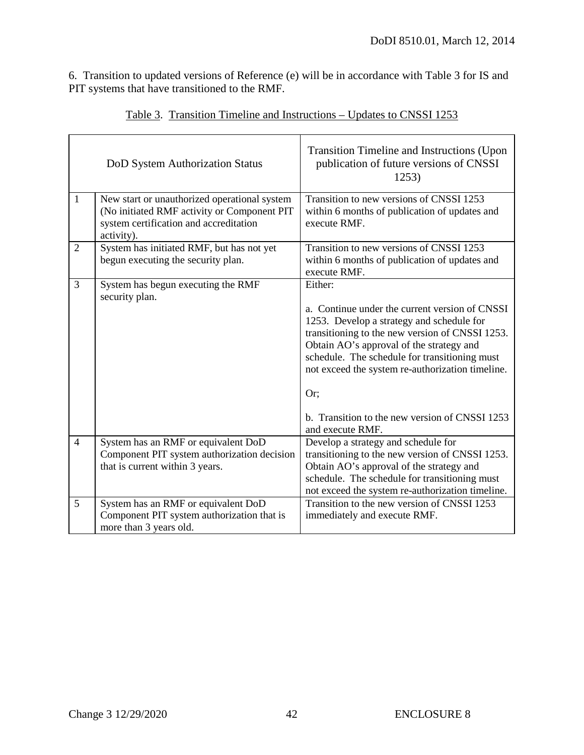6. Transition to updated versions of Reference (e) will be in accordance with Table 3 for IS and PIT systems that have transitioned to the RMF.

Table 3. Transition Timeline and Instructions – Updates to CNSSI 1253

| | DoD System Authorization Status | Transition Timeline and Instructions (Upon publication of future versions of CNSSI 1253) |
|---|---|---|
| 1 | New start or unauthorized operational system (No initiated RMF activity or Component PIT system certification and accreditation activity). | Transition to new versions of CNSSI 1253 within 6 months of publication of updates and execute RMF. |
| 2 | System has initiated RMF, but has not yet begun executing the security plan. | Transition to new versions of CNSSI 1253 within 6 months of publication of updates and execute RMF. |
| 3 | System has begun executing the RMF security plan. | Either:<br><br>a. Continue under the current version of CNSSI 1253. Develop a strategy and schedule for transitioning to the new version of CNSSI 1253. Obtain AO's approval of the strategy and schedule. The schedule for transitioning must not exceed the system re-authorization timeline.<br><br>Or;<br><br>b. Transition to the new version of CNSSI 1253 and execute RMF. |
| 4 | System has an RMF or equivalent DoD Component PIT system authorization decision that is current within 3 years. | Develop a strategy and schedule for transitioning to the new version of CNSSI 1253. Obtain AO's approval of the strategy and schedule. The schedule for transitioning must not exceed the system re-authorization timeline. |
| 5 | System has an RMF or equivalent DoD Component PIT system authorization that is more than 3 years old. | Transition to the new version of CNSSI 1253 immediately and execute RMF. |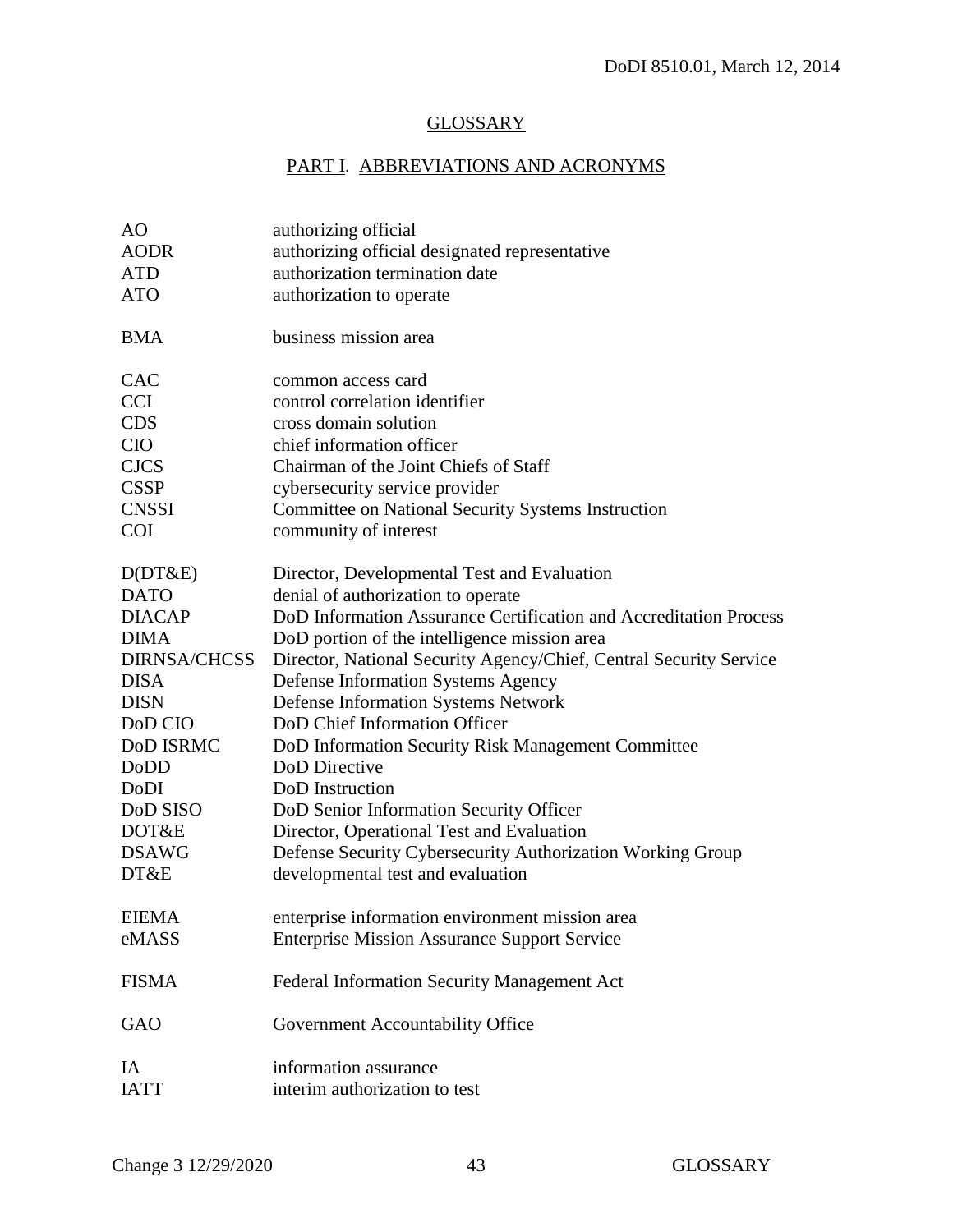## GLOSSARY

### PART I. ABBREVIATIONS AND ACRONYMS

| | |
|---|---|
| AO | authorizing official |
| AODR | authorizing official designated representative |
| ATD | authorization termination date |
| ATO | authorization to operate |
| BMA | business mission area |
| CAC | common access card |
| CCI | control correlation identifier |
| CDS | cross domain solution |
| CIO | chief information officer |
| CJCS | Chairman of the Joint Chiefs of Staff |
| CSSP | cybersecurity service provider |
| CNSSI | Committee on National Security Systems Instruction |
| COI | community of interest |
| D(DT&E) | Director, Developmental Test and Evaluation |
| DATO | denial of authorization to operate |
| DIACAP | DoD Information Assurance Certification and Accreditation Process |
| DIMA | DoD portion of the intelligence mission area |
| DIRNSA/CHCSS | Director, National Security Agency/Chief, Central Security Service |
| DISA | Defense Information Systems Agency |
| DISN | Defense Information Systems Network |
| DoD CIO | DoD Chief Information Officer |
| DoD ISRMC | DoD Information Security Risk Management Committee |
| DoDD | DoD Directive |
| DoDI | DoD Instruction |
| DoD SISO | DoD Senior Information Security Officer |
| DOT&E | Director, Operational Test and Evaluation |
| DSAWG | Defense Security Cybersecurity Authorization Working Group |
| DT&E | developmental test and evaluation |
| EIEMA | enterprise information environment mission area |
| eMASS | Enterprise Mission Assurance Support Service |
| FISMA | Federal Information Security Management Act |
| GAO | Government Accountability Office |
| IA | information assurance |
| IATT | interim authorization to test |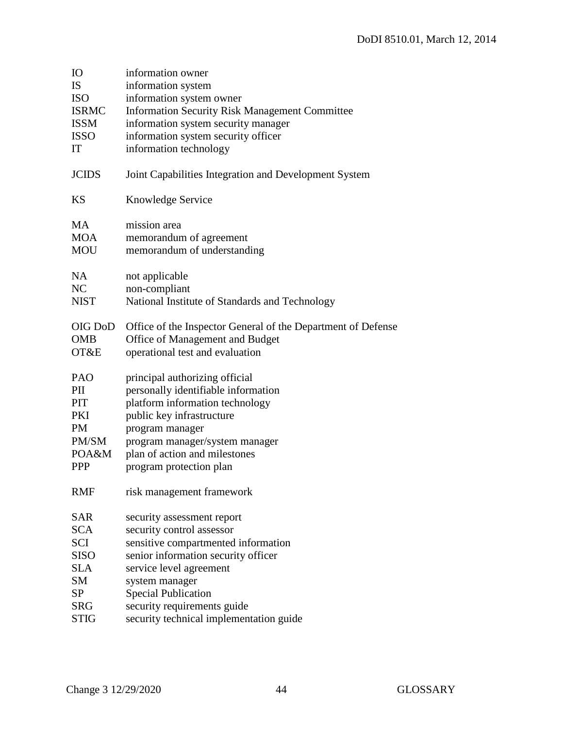| | |
|---|---|
| IO | information owner |
| IS | information system |
| ISO | information system owner |
| ISRMC | Information Security Risk Management Committee |
| ISSM | information system security manager |
| ISSO | information system security officer |
| IT | information technology |
| | |
| JCIDS | Joint Capabilities Integration and Development System |
| | |
| KS | Knowledge Service |
| | |
| MA | mission area |
| MOA | memorandum of agreement |
| MOU | memorandum of understanding |
| | |
| NA | not applicable |
| NC | non-compliant |
| NIST | National Institute of Standards and Technology |
| | |
| OIG DoD | Office of the Inspector General of the Department of Defense |
| OMB | Office of Management and Budget |
| OT&E | operational test and evaluation |
| | |
| PAO | principal authorizing official |
| PII | personally identifiable information |
| PIT | platform information technology |
| PKI | public key infrastructure |
| PM | program manager |
| PM/SM | program manager/system manager |
| POA&M | plan of action and milestones |
| PPP | program protection plan |
| | |
| RMF | risk management framework |
| | |
| SAR | security assessment report |
| SCA | security control assessor |
| SCI | sensitive compartmented information |
| SISO | senior information security officer |
| SLA | service level agreement |
| SM | system manager |
| SP | Special Publication |
| SRG | security requirements guide |
| STIG | security technical implementation guide |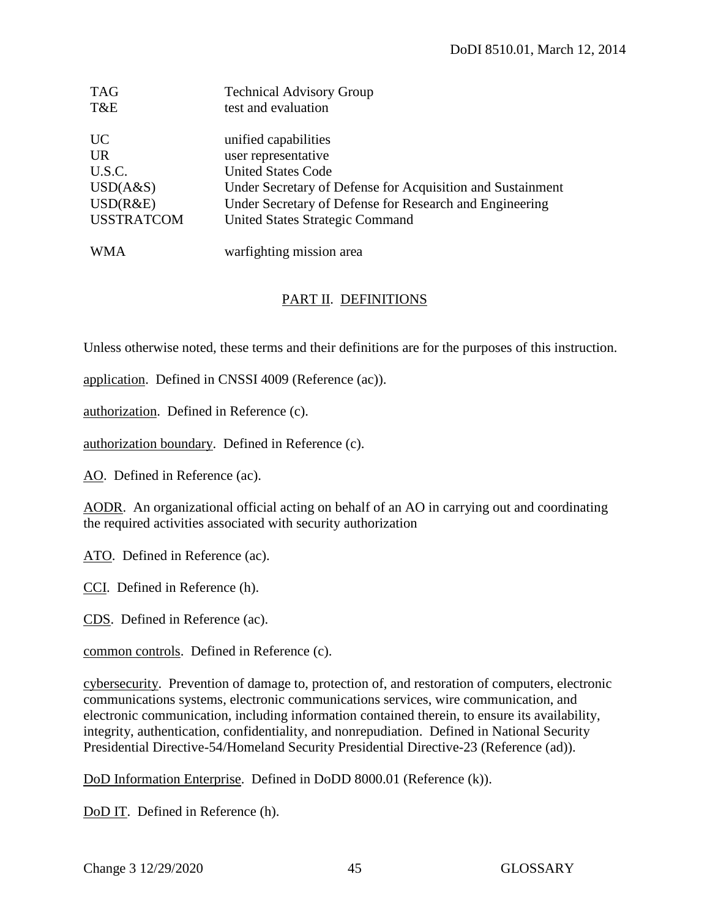| | |
|---|---|
| TAG | Technical Advisory Group |
| T&E | test and evaluation |
| UC | unified capabilities |
| UR | user representative |
| U.S.C. | United States Code |
| USD(A&S) | Under Secretary of Defense for Acquisition and Sustainment |
| USD(R&E) | Under Secretary of Defense for Research and Engineering |
| USSTRATCOM | United States Strategic Command |
| WMA | warfighting mission area |

## PART II. DEFINITIONS

Unless otherwise noted, these terms and their definitions are for the purposes of this instruction.

application. Defined in CNSSI 4009 (Reference (ac)).

authorization. Defined in Reference (c).

authorization boundary. Defined in Reference (c).

AO. Defined in Reference (ac).

AODR. An organizational official acting on behalf of an AO in carrying out and coordinating the required activities associated with security authorization

ATO. Defined in Reference (ac).

CCI. Defined in Reference (h).

CDS. Defined in Reference (ac).

common controls. Defined in Reference (c).

cybersecurity. Prevention of damage to, protection of, and restoration of computers, electronic communications systems, electronic communications services, wire communication, and electronic communication, including information contained therein, to ensure its availability, integrity, authentication, confidentiality, and nonrepudiation. Defined in National Security Presidential Directive-54/Homeland Security Presidential Directive-23 (Reference (ad)).

DoD Information Enterprise. Defined in DoDD 8000.01 (Reference (k)).

DoD IT. Defined in Reference (h).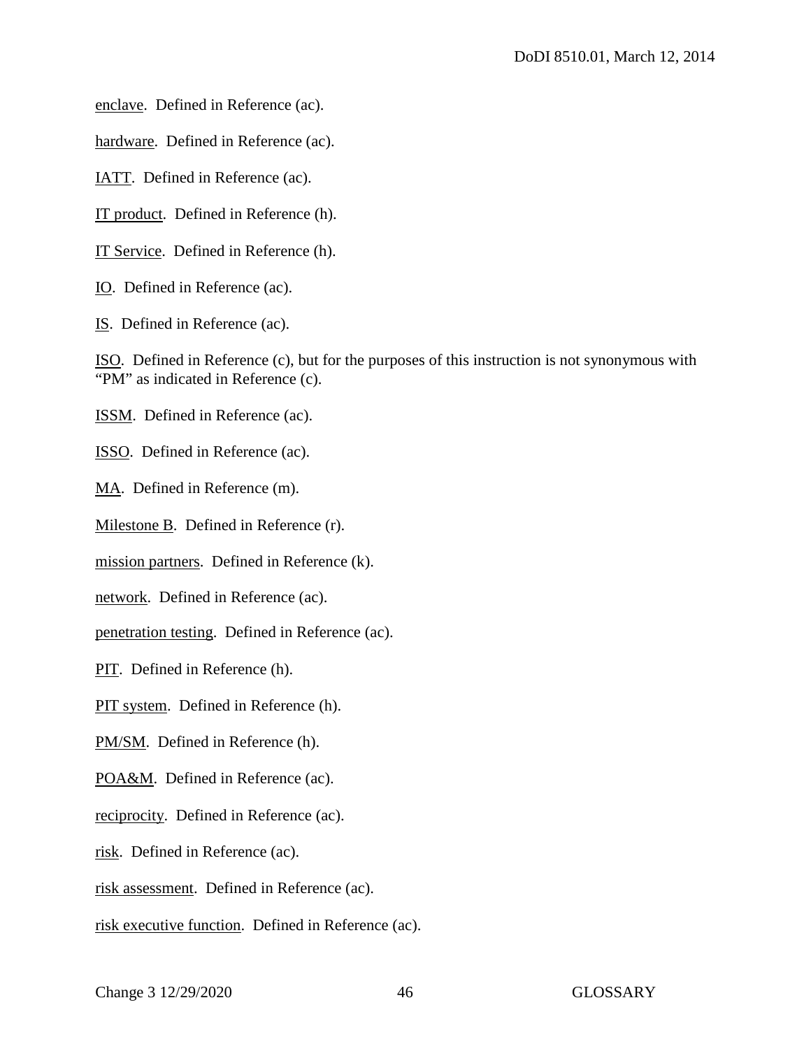enclave. Defined in Reference (ac).

hardware. Defined in Reference (ac).

IATT. Defined in Reference (ac).

IT product. Defined in Reference (h).

IT Service. Defined in Reference (h).

IO. Defined in Reference (ac).

IS. Defined in Reference (ac).

ISO. Defined in Reference (c), but for the purposes of this instruction is not synonymous with "PM" as indicated in Reference (c).

ISSM. Defined in Reference (ac).

ISSO. Defined in Reference (ac).

MA. Defined in Reference (m).

Milestone B. Defined in Reference (r).

mission partners. Defined in Reference (k).

network. Defined in Reference (ac).

penetration testing. Defined in Reference (ac).

PIT. Defined in Reference (h).

PIT system. Defined in Reference (h).

PM/SM. Defined in Reference (h).

POA&M. Defined in Reference (ac).

reciprocity. Defined in Reference (ac).

risk. Defined in Reference (ac).

risk assessment. Defined in Reference (ac).

risk executive function. Defined in Reference (ac).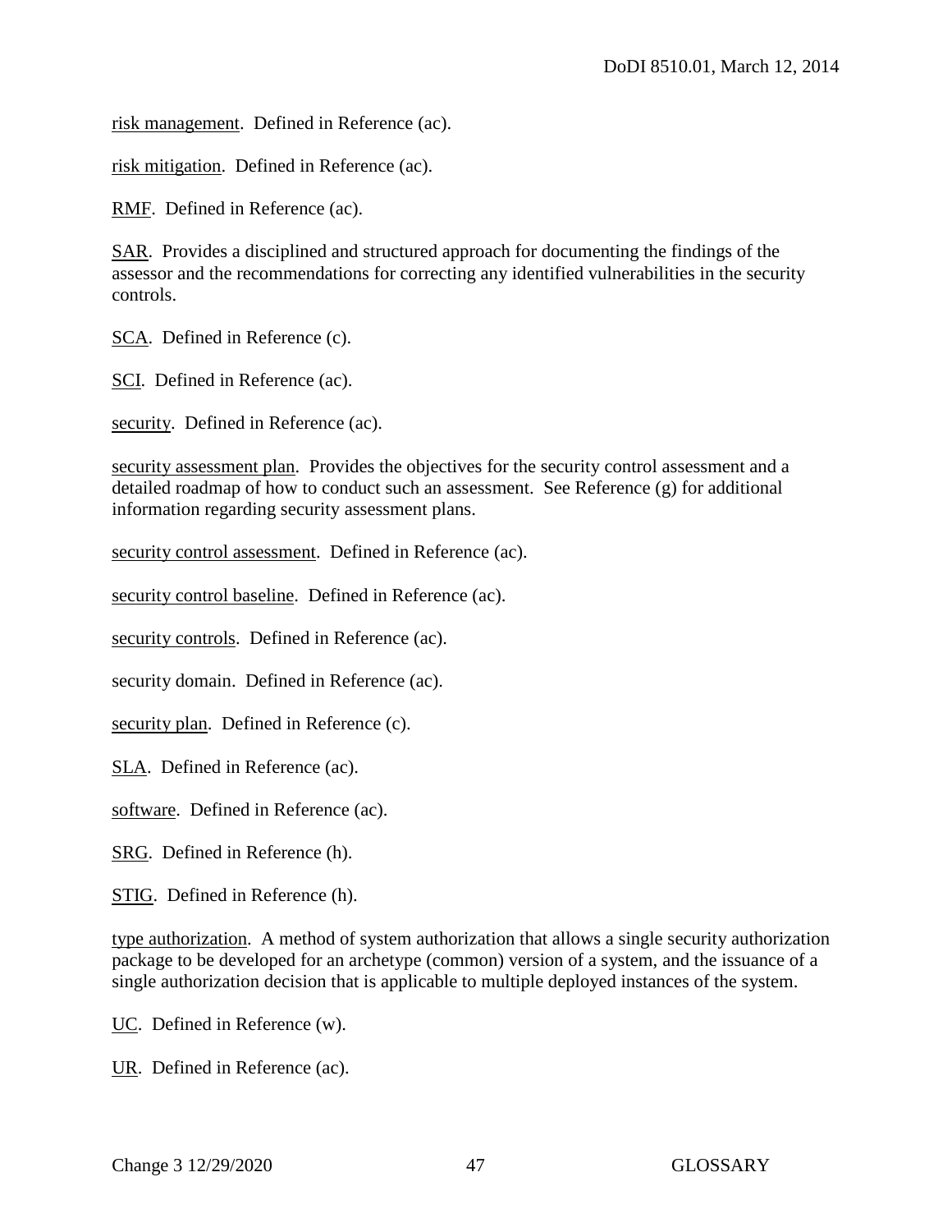risk management. Defined in Reference (ac).

risk mitigation. Defined in Reference (ac).

RMF. Defined in Reference (ac).

SAR. Provides a disciplined and structured approach for documenting the findings of the assessor and the recommendations for correcting any identified vulnerabilities in the security controls.

SCA. Defined in Reference (c).

SCI. Defined in Reference (ac).

security. Defined in Reference (ac).

security assessment plan. Provides the objectives for the security control assessment and a detailed roadmap of how to conduct such an assessment. See Reference (g) for additional information regarding security assessment plans.

security control assessment. Defined in Reference (ac).

security control baseline. Defined in Reference (ac).

security controls. Defined in Reference (ac).

security domain. Defined in Reference (ac).

security plan. Defined in Reference (c).

SLA. Defined in Reference (ac).

software. Defined in Reference (ac).

SRG. Defined in Reference (h).

STIG. Defined in Reference (h).

type authorization. A method of system authorization that allows a single security authorization package to be developed for an archetype (common) version of a system, and the issuance of a single authorization decision that is applicable to multiple deployed instances of the system.

UC. Defined in Reference (w).

UR. Defined in Reference (ac).